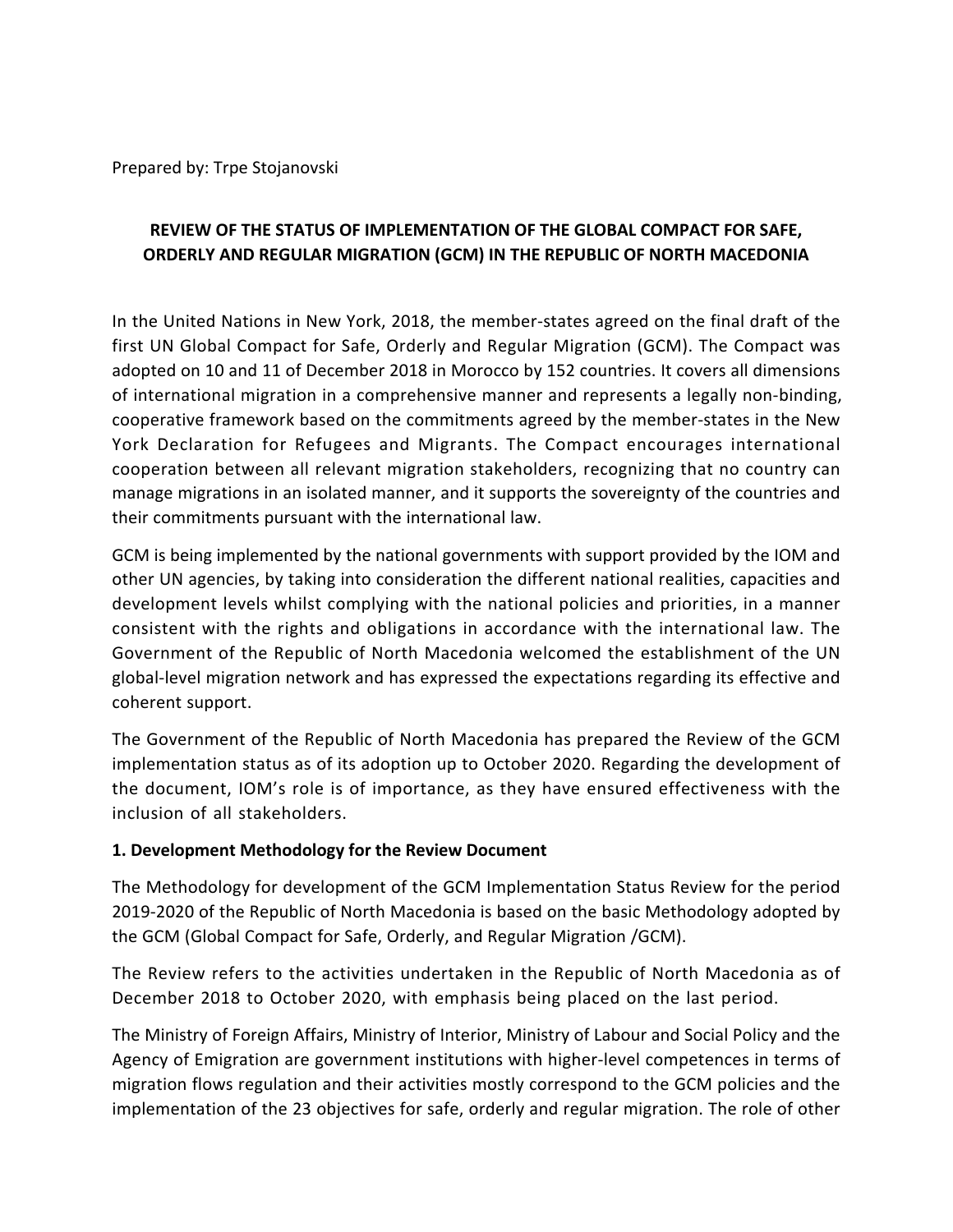Prepared by: Trpe Stojanovski

# REVIEW OF THE STATUS OF IMPLEMENTATION OF THE GLOBAL COMPACT FOR SAFE, ORDERLY AND REGULAR MIGRATION (GCM) IN THE REPUBLIC OF NORTH MACEDONIA

In the United Nations in New York, 2018, the member-states agreed on the final draft of the first UN Global Compact for Safe, Orderly and Regular Migration (GCM). The Compact was adopted on 10 and 11 of December 2018 in Morocco by 152 countries. It covers all dimensions of international migration in a comprehensive manner and represents a legally non-binding, cooperative framework based on the commitments agreed by the member-states in the New York Declaration for Refugees and Migrants. The Compact encourages international cooperation between all relevant migration stakeholders, recognizing that no country can manage migrations in an isolated manner, and it supports the sovereignty of the countries and their commitments pursuant with the international law.

GCM is being implemented by the national governments with support provided by the IOM and other UN agencies, by taking into consideration the different national realities, capacities and development levels whilst complying with the national policies and priorities, in a manner consistent with the rights and obligations in accordance with the international law. The Government of the Republic of North Macedonia welcomed the establishment of the UN global-level migration network and has expressed the expectations regarding its effective and coherent support.

The Government of the Republic of North Macedonia has prepared the Review of the GCM implementation status as of its adoption up to October 2020. Regarding the development of the document, IOM's role is of importance, as they have ensured effectiveness with the inclusion of all stakeholders.

## 1. Development Methodology for the Review Document

The Methodology for development of the GCM Implementation Status Review for the period 2019-2020 of the Republic of North Macedonia is based on the basic Methodology adopted by the GCM (Global Compact for Safe, Orderly, and Regular Migration /GCM).

The Review refers to the activities undertaken in the Republic of North Macedonia as of December 2018 to October 2020, with emphasis being placed on the last period.

The Ministry of Foreign Affairs, Ministry of Interior, Ministry of Labour and Social Policy and the Agency of Emigration are government institutions with higher-level competences in terms of migration flows regulation and their activities mostly correspond to the GCM policies and the implementation of the 23 objectives for safe, orderly and regular migration. The role of other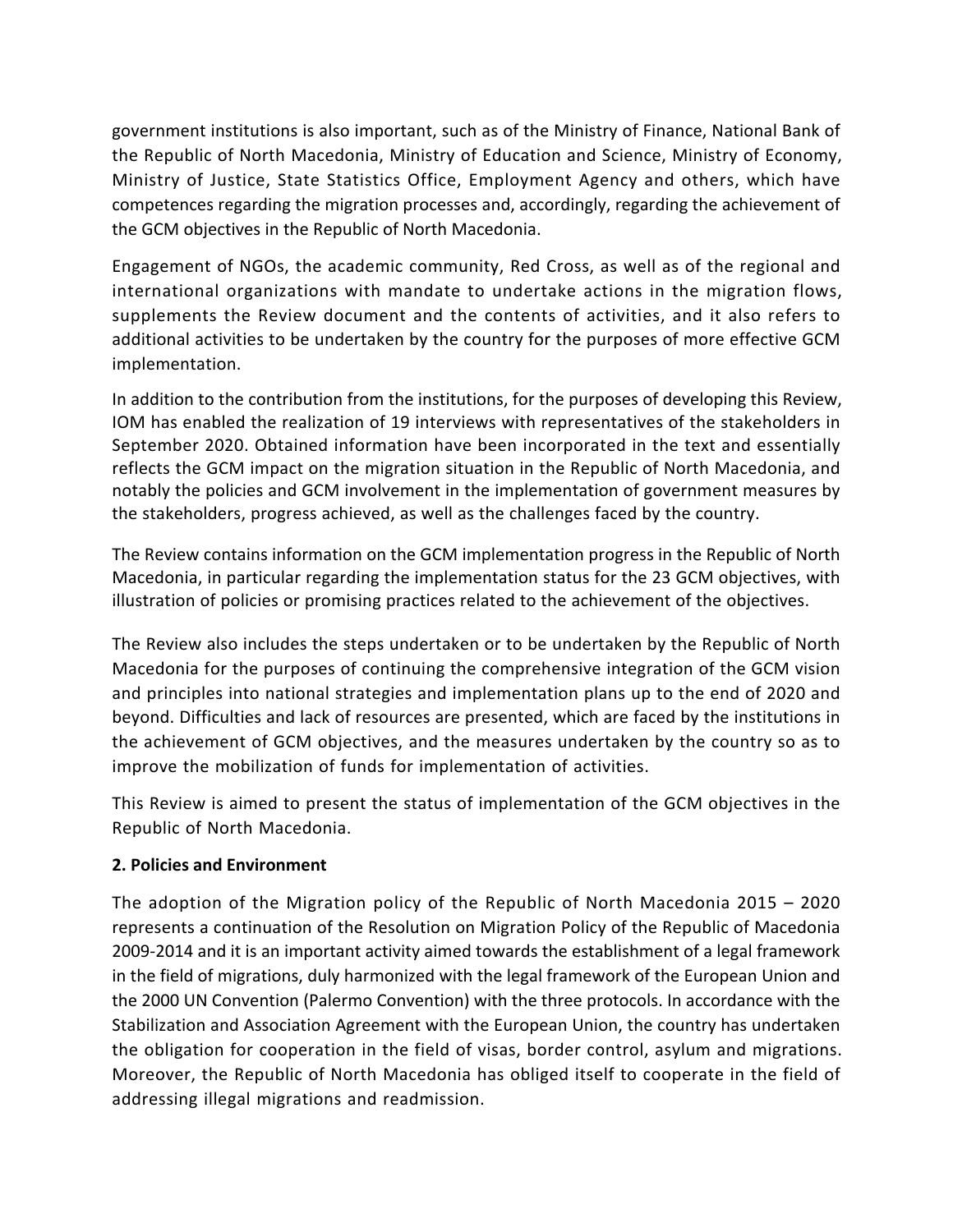government institutions is also important, such as of the Ministry of Finance, National Bank of the Republic of North Macedonia, Ministry of Education and Science, Ministry of Economy, Ministry of Justice, State Statistics Office, Employment Agency and others, which have competences regarding the migration processes and, accordingly, regarding the achievement of the GCM objectives in the Republic of North Macedonia.

Engagement of NGOs, the academic community, Red Cross, as well as of the regional and international organizations with mandate to undertake actions in the migration flows, supplements the Review document and the contents of activities, and it also refers to additional activities to be undertaken by the country for the purposes of more effective GCM implementation.

In addition to the contribution from the institutions, for the purposes of developing this Review, IOM has enabled the realization of 19 interviews with representatives of the stakeholders in September 2020. Obtained information have been incorporated in the text and essentially reflects the GCM impact on the migration situation in the Republic of North Macedonia, and notably the policies and GCM involvement in the implementation of government measures by the stakeholders, progress achieved, as well as the challenges faced by the country.

The Review contains information on the GCM implementation progress in the Republic of North Macedonia, in particular regarding the implementation status for the 23 GCM objectives, with illustration of policies or promising practices related to the achievement of the objectives.

The Review also includes the steps undertaken or to be undertaken by the Republic of North Macedonia for the purposes of continuing the comprehensive integration of the GCM vision and principles into national strategies and implementation plans up to the end of 2020 and beyond. Difficulties and lack of resources are presented, which are faced by the institutions in the achievement of GCM objectives, and the measures undertaken by the country so as to improve the mobilization of funds for implementation of activities.

This Review is aimed to present the status of implementation of the GCM objectives in the Republic of North Macedonia.

## 2. Policies and Environment

The adoption of the Migration policy of the Republic of North Macedonia 2015 – 2020 represents a continuation of the Resolution on Migration Policy of the Republic of Macedonia 2009-2014 and it is an important activity aimed towards the establishment of a legal framework in the field of migrations, duly harmonized with the legal framework of the European Union and the 2000 UN Convention (Palermo Convention) with the three protocols. In accordance with the Stabilization and Association Agreement with the European Union, the country has undertaken the obligation for cooperation in the field of visas, border control, asylum and migrations. Moreover, the Republic of North Macedonia has obliged itself to cooperate in the field of addressing illegal migrations and readmission.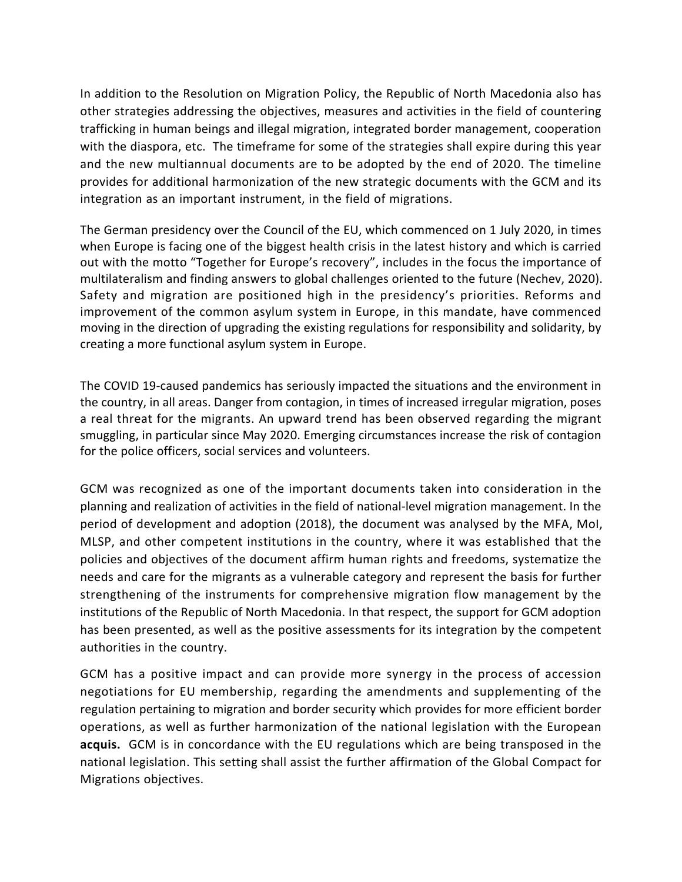In addition to the Resolution on Migration Policy, the Republic of North Macedonia also has other strategies addressing the objectives, measures and activities in the field of countering trafficking in human beings and illegal migration, integrated border management, cooperation with the diaspora, etc. The timeframe for some of the strategies shall expire during this year and the new multiannual documents are to be adopted by the end of 2020. The timeline provides for additional harmonization of the new strategic documents with the GCM and its integration as an important instrument, in the field of migrations.

The German presidency over the Council of the EU, which commenced on 1 July 2020, in times when Europe is facing one of the biggest health crisis in the latest history and which is carried out with the motto "Together for Europe's recovery", includes in the focus the importance of multilateralism and finding answers to global challenges oriented to the future (Nechev, 2020). Safety and migration are positioned high in the presidency's priorities. Reforms and improvement of the common asylum system in Europe, in this mandate, have commenced moving in the direction of upgrading the existing regulations for responsibility and solidarity, by creating a more functional asylum system in Europe.

The COVID 19-caused pandemics has seriously impacted the situations and the environment in the country, in all areas. Danger from contagion, in times of increased irregular migration, poses a real threat for the migrants. An upward trend has been observed regarding the migrant smuggling, in particular since May 2020. Emerging circumstances increase the risk of contagion for the police officers, social services and volunteers.

GCM was recognized as one of the important documents taken into consideration in the planning and realization of activities in the field of national-level migration management. In the period of development and adoption (2018), the document was analysed by the MFA, MoI, MLSP, and other competent institutions in the country, where it was established that the policies and objectives of the document affirm human rights and freedoms, systematize the needs and care for the migrants as a vulnerable category and represent the basis for further strengthening of the instruments for comprehensive migration flow management by the institutions of the Republic of North Macedonia. In that respect, the support for GCM adoption has been presented, as well as the positive assessments for its integration by the competent authorities in the country.

GCM has a positive impact and can provide more synergy in the process of accession negotiations for EU membership, regarding the amendments and supplementing of the regulation pertaining to migration and border security which provides for more efficient border operations, as well as further harmonization of the national legislation with the European **acquis.** GCM is in concordance with the EU regulations which are being transposed in the national legislation. This setting shall assist the further affirmation of the Global Compact for Migrations objectives.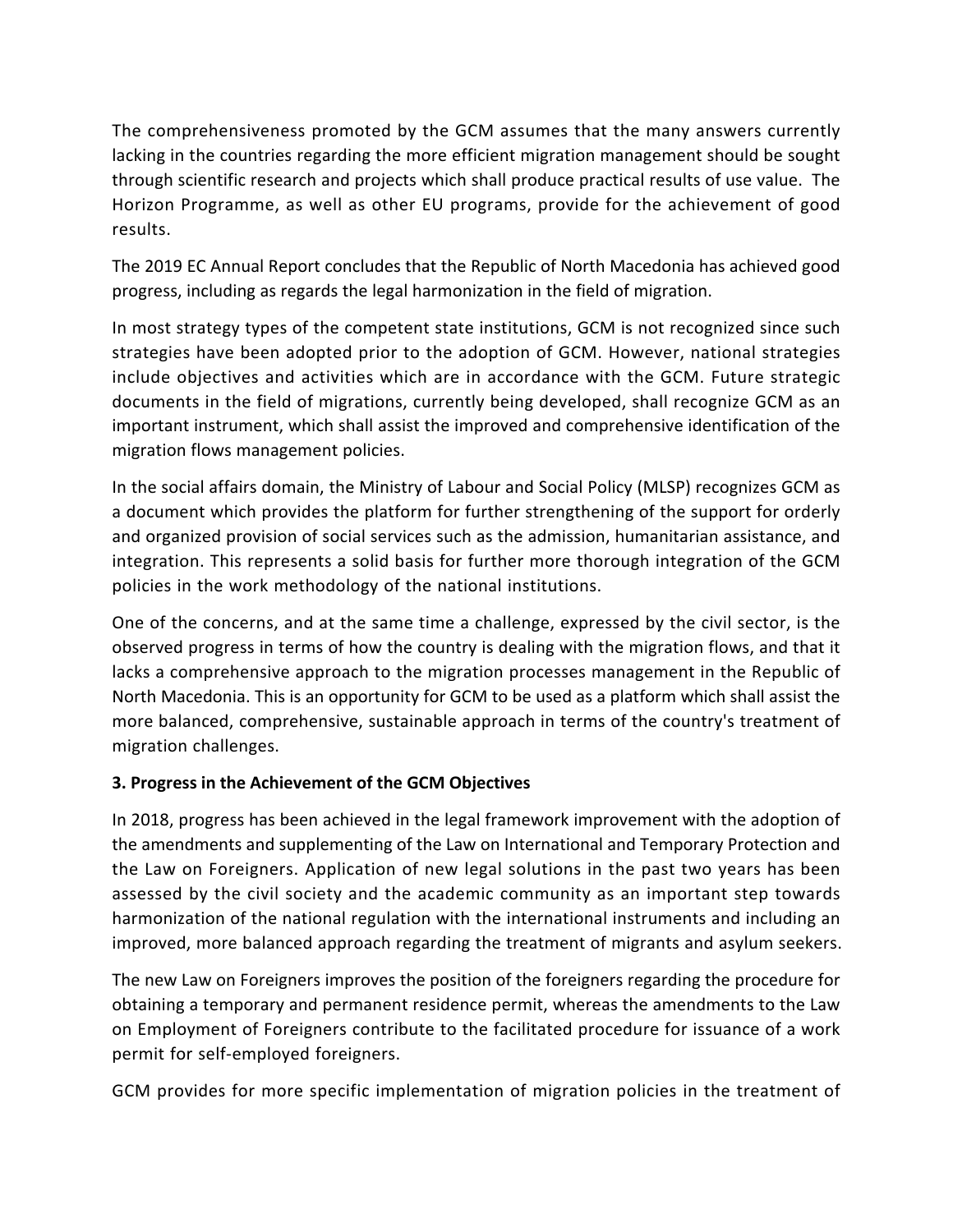The comprehensiveness promoted by the GCM assumes that the many answers currently lacking in the countries regarding the more efficient migration management should be sought through scientific research and projects which shall produce practical results of use value. The Horizon Programme, as well as other EU programs, provide for the achievement of good results.

The 2019 EC Annual Report concludes that the Republic of North Macedonia has achieved good progress, including as regards the legal harmonization in the field of migration.

In most strategy types of the competent state institutions, GCM is not recognized since such strategies have been adopted prior to the adoption of GCM. However, national strategies include objectives and activities which are in accordance with the GCM. Future strategic documents in the field of migrations, currently being developed, shall recognize GCM as an important instrument, which shall assist the improved and comprehensive identification of the migration flows management policies.

In the social affairs domain, the Ministry of Labour and Social Policy (MLSP) recognizes GCM as a document which provides the platform for further strengthening of the support for orderly and organized provision of social services such as the admission, humanitarian assistance, and integration. This represents a solid basis for further more thorough integration of the GCM policies in the work methodology of the national institutions.

One of the concerns, and at the same time a challenge, expressed by the civil sector, is the observed progress in terms of how the country is dealing with the migration flows, and that it lacks a comprehensive approach to the migration processes management in the Republic of North Macedonia. This is an opportunity for GCM to be used as a platform which shall assist the more balanced, comprehensive, sustainable approach in terms of the country's treatment of migration challenges.

### 3. Progress in the Achievement of the GCM Objectives

In 2018, progress has been achieved in the legal framework improvement with the adoption of the amendments and supplementing of the Law on International and Temporary Protection and the Law on Foreigners. Application of new legal solutions in the past two years has been assessed by the civil society and the academic community as an important step towards harmonization of the national regulation with the international instruments and including an improved, more balanced approach regarding the treatment of migrants and asylum seekers.

The new Law on Foreigners improves the position of the foreigners regarding the procedure for obtaining a temporary and permanent residence permit, whereas the amendments to the Law on Employment of Foreigners contribute to the facilitated procedure for issuance of a work permit for self-employed foreigners.

GCM provides for more specific implementation of migration policies in the treatment of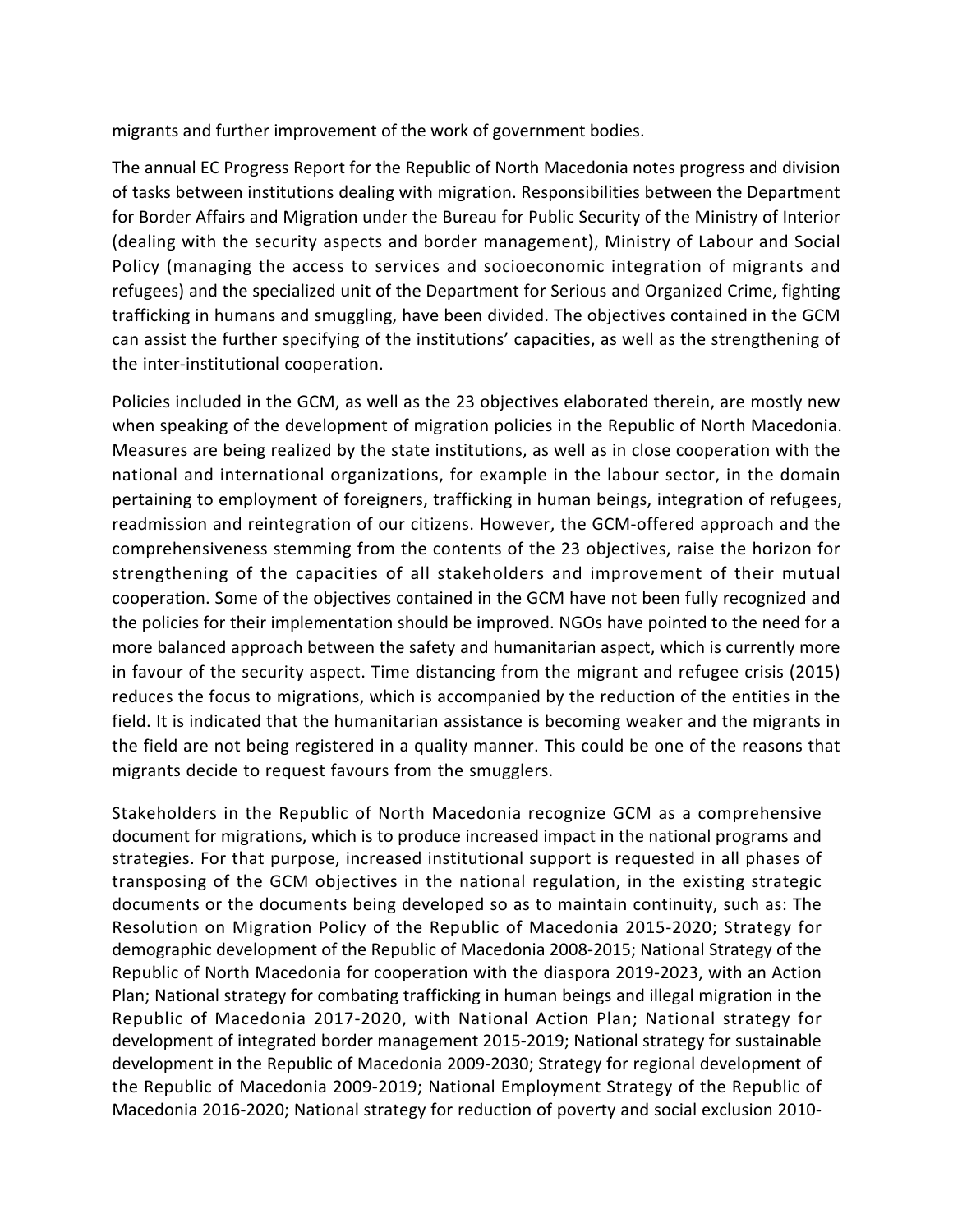migrants and further improvement of the work of government bodies.

The annual EC Progress Report for the Republic of North Macedonia notes progress and division of tasks between institutions dealing with migration. Responsibilities between the Department for Border Affairs and Migration under the Bureau for Public Security of the Ministry of Interior (dealing with the security aspects and border management), Ministry of Labour and Social Policy (managing the access to services and socioeconomic integration of migrants and refugees) and the specialized unit of the Department for Serious and Organized Crime, fighting trafficking in humans and smuggling, have been divided. The objectives contained in the GCM can assist the further specifying of the institutions' capacities, as well as the strengthening of the inter-institutional cooperation.

Policies included in the GCM, as well as the 23 objectives elaborated therein, are mostly new when speaking of the development of migration policies in the Republic of North Macedonia. Measures are being realized by the state institutions, as well as in close cooperation with the national and international organizations, for example in the labour sector, in the domain pertaining to employment of foreigners, trafficking in human beings, integration of refugees, readmission and reintegration of our citizens. However, the GCM-offered approach and the comprehensiveness stemming from the contents of the 23 objectives, raise the horizon for strengthening of the capacities of all stakeholders and improvement of their mutual cooperation. Some of the objectives contained in the GCM have not been fully recognized and the policies for their implementation should be improved. NGOs have pointed to the need for a more balanced approach between the safety and humanitarian aspect, which is currently more in favour of the security aspect. Time distancing from the migrant and refugee crisis (2015) reduces the focus to migrations, which is accompanied by the reduction of the entities in the field. It is indicated that the humanitarian assistance is becoming weaker and the migrants in the field are not being registered in a quality manner. This could be one of the reasons that migrants decide to request favours from the smugglers.

Stakeholders in the Republic of North Macedonia recognize GCM as a comprehensive document for migrations, which is to produce increased impact in the national programs and strategies. For that purpose, increased institutional support is requested in all phases of transposing of the GCM objectives in the national regulation, in the existing strategic documents or the documents being developed so as to maintain continuity, such as: The Resolution on Migration Policy of the Republic of Macedonia 2015-2020; Strategy for demographic development of the Republic of Macedonia 2008-2015; National Strategy of the Republic of North Macedonia for cooperation with the diaspora 2019-2023, with an Action Plan; National strategy for combating trafficking in human beings and illegal migration in the Republic of Macedonia 2017-2020, with National Action Plan; National strategy for development of integrated border management 2015-2019; National strategy for sustainable development in the Republic of Macedonia 2009-2030; Strategy for regional development of the Republic of Macedonia 2009-2019; National Employment Strategy of the Republic of Macedonia 2016-2020; National strategy for reduction of poverty and social exclusion 2010-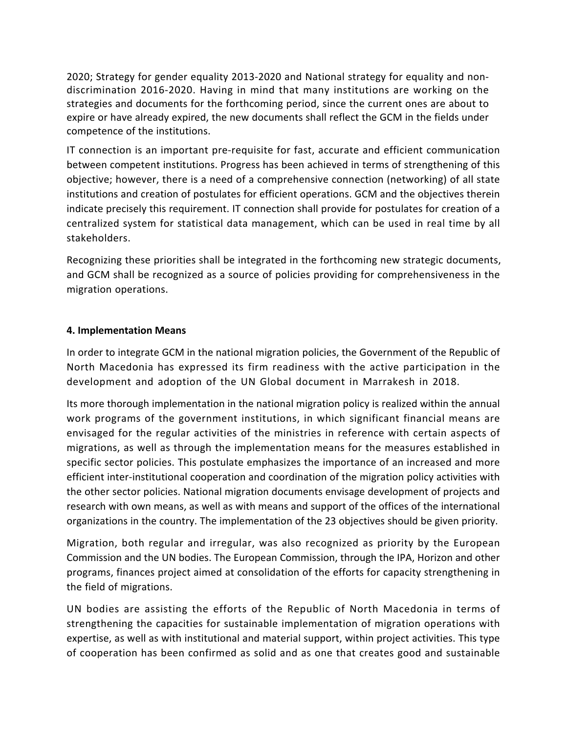2020; Strategy for gender equality 2013-2020 and National strategy for equality and non-discrimination 2016-2020. Having in mind that many institutions are working on the strategies and documents for the forthcoming period, since the current ones are about to expire or have already expired, the new documents shall reflect the GCM in the fields under competence of the institutions.

IT connection is an important pre-requisite for fast, accurate and efficient communication between competent institutions. Progress has been achieved in terms of strengthening of this objective; however, there is a need of a comprehensive connection (networking) of all state institutions and creation of postulates for efficient operations. GCM and the objectives therein indicate precisely this requirement. IT connection shall provide for postulates for creation of a centralized system for statistical data management, which can be used in real time by all stakeholders.

Recognizing these priorities shall be integrated in the forthcoming new strategic documents, and GCM shall be recognized as a source of policies providing for comprehensiveness in the migration operations.

## 4. Implementation Means

In order to integrate GCM in the national migration policies, the Government of the Republic of North Macedonia has expressed its firm readiness with the active participation in the development and adoption of the UN Global document in Marrakesh in 2018.

Its more thorough implementation in the national migration policy is realized within the annual work programs of the government institutions, in which significant financial means are envisaged for the regular activities of the ministries in reference with certain aspects of migrations, as well as through the implementation means for the measures established in specific sector policies. This postulate emphasizes the importance of an increased and more efficient inter-institutional cooperation and coordination of the migration policy activities with the other sector policies. National migration documents envisage development of projects and research with own means, as well as with means and support of the offices of the international organizations in the country. The implementation of the 23 objectives should be given priority.

Migration, both regular and irregular, was also recognized as priority by the European Commission and the UN bodies. The European Commission, through the IPA, Horizon and other programs, finances project aimed at consolidation of the efforts for capacity strengthening in the field of migrations.

UN bodies are assisting the efforts of the Republic of North Macedonia in terms of strengthening the capacities for sustainable implementation of migration operations with expertise, as well as with institutional and material support, within project activities. This type of cooperation has been confirmed as solid and as one that creates good and sustainable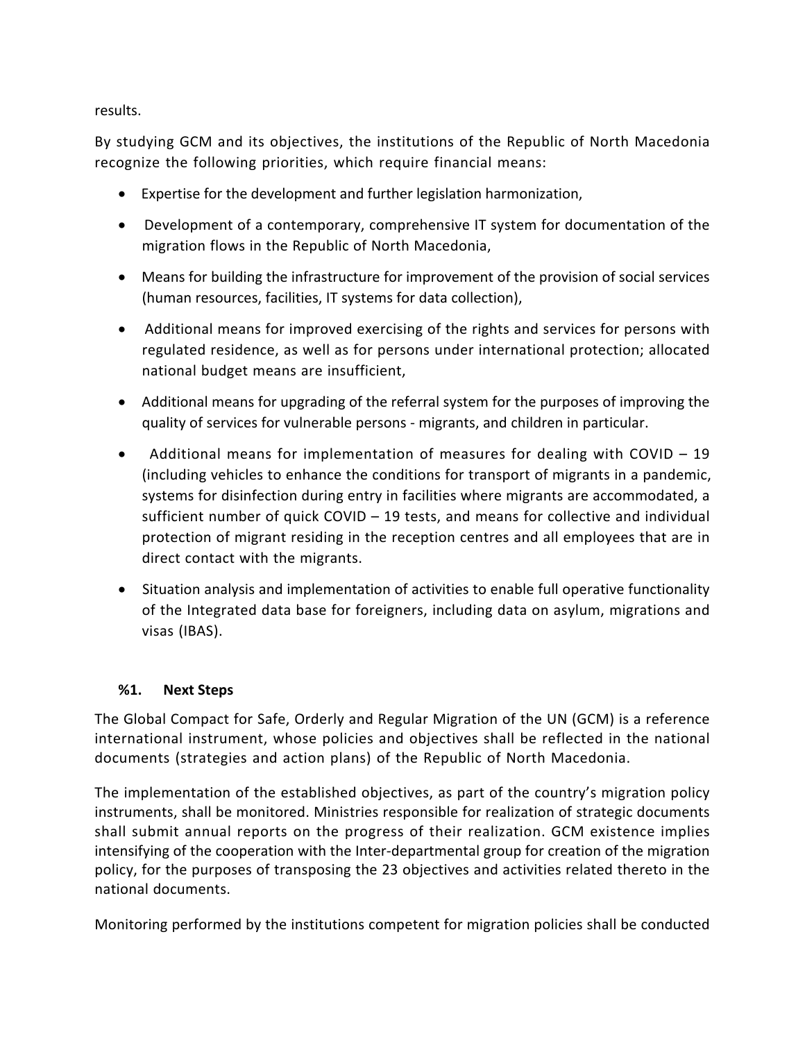results.

By studying GCM and its objectives, the institutions of the Republic of North Macedonia recognize the following priorities, which require financial means:

- Expertise for the development and further legislation harmonization,
- Development of a contemporary, comprehensive IT system for documentation of the migration flows in the Republic of North Macedonia,
- Means for building the infrastructure for improvement of the provision of social services (human resources, facilities, IT systems for data collection),
- Additional means for improved exercising of the rights and services for persons with regulated residence, as well as for persons under international protection; allocated national budget means are insufficient,
- Additional means for upgrading of the referral system for the purposes of improving the quality of services for vulnerable persons - migrants, and children in particular.
- Additional means for implementation of measures for dealing with COVID – 19 (including vehicles to enhance the conditions for transport of migrants in a pandemic, systems for disinfection during entry in facilities where migrants are accommodated, a sufficient number of quick COVID – 19 tests, and means for collective and individual protection of migrant residing in the reception centres and all employees that are in direct contact with the migrants.
- Situation analysis and implementation of activities to enable full operative functionality of the Integrated data base for foreigners, including data on asylum, migrations and visas (IBAS).

### %1. Next Steps

The Global Compact for Safe, Orderly and Regular Migration of the UN (GCM) is a reference international instrument, whose policies and objectives shall be reflected in the national documents (strategies and action plans) of the Republic of North Macedonia.

The implementation of the established objectives, as part of the country's migration policy instruments, shall be monitored. Ministries responsible for realization of strategic documents shall submit annual reports on the progress of their realization. GCM existence implies intensifying of the cooperation with the Inter-departmental group for creation of the migration policy, for the purposes of transposing the 23 objectives and activities related thereto in the national documents.

Monitoring performed by the institutions competent for migration policies shall be conducted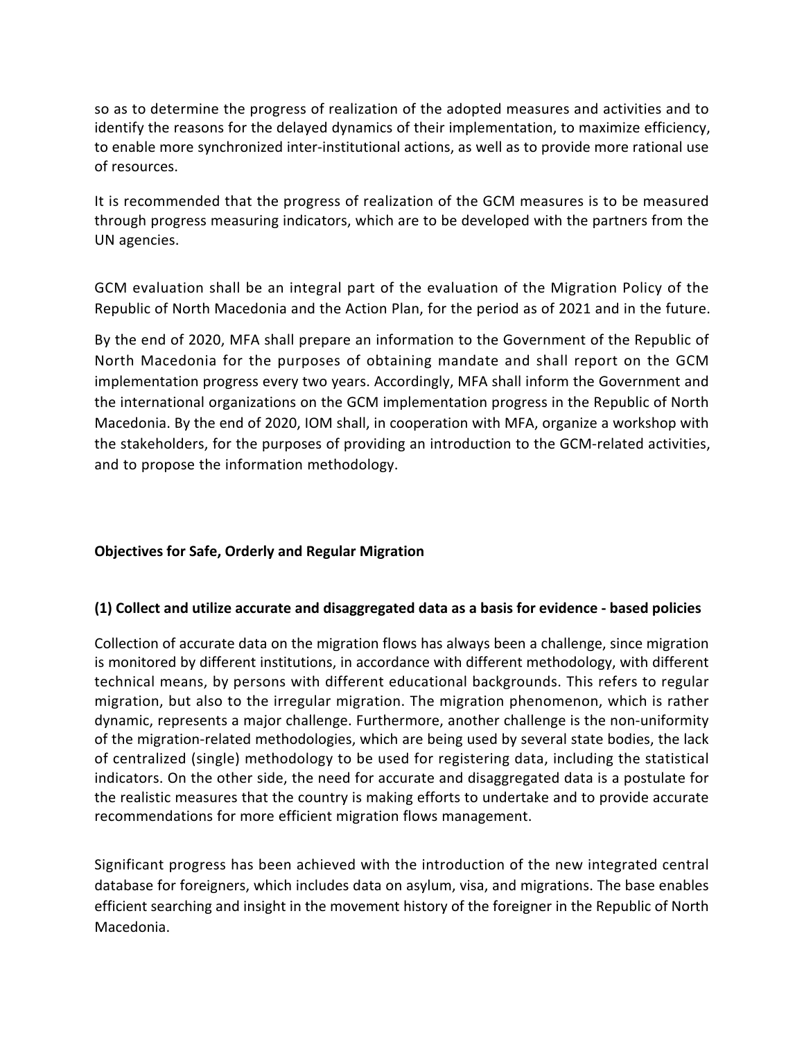so as to determine the progress of realization of the adopted measures and activities and to identify the reasons for the delayed dynamics of their implementation, to maximize efficiency, to enable more synchronized inter-institutional actions, as well as to provide more rational use of resources.

It is recommended that the progress of realization of the GCM measures is to be measured through progress measuring indicators, which are to be developed with the partners from the UN agencies.

GCM evaluation shall be an integral part of the evaluation of the Migration Policy of the Republic of North Macedonia and the Action Plan, for the period as of 2021 and in the future.

By the end of 2020, MFA shall prepare an information to the Government of the Republic of North Macedonia for the purposes of obtaining mandate and shall report on the GCM implementation progress every two years. Accordingly, MFA shall inform the Government and the international organizations on the GCM implementation progress in the Republic of North Macedonia. By the end of 2020, IOM shall, in cooperation with MFA, organize a workshop with the stakeholders, for the purposes of providing an introduction to the GCM-related activities, and to propose the information methodology.

**Objectives for Safe, Orderly and Regular Migration**

**(1) Collect and utilize accurate and disaggregated data as a basis for evidence - based policies**

Collection of accurate data on the migration flows has always been a challenge, since migration is monitored by different institutions, in accordance with different methodology, with different technical means, by persons with different educational backgrounds. This refers to regular migration, but also to the irregular migration. The migration phenomenon, which is rather dynamic, represents a major challenge. Furthermore, another challenge is the non-uniformity of the migration-related methodologies, which are being used by several state bodies, the lack of centralized (single) methodology to be used for registering data, including the statistical indicators. On the other side, the need for accurate and disaggregated data is a postulate for the realistic measures that the country is making efforts to undertake and to provide accurate recommendations for more efficient migration flows management.

Significant progress has been achieved with the introduction of the new integrated central database for foreigners, which includes data on asylum, visa, and migrations. The base enables efficient searching and insight in the movement history of the foreigner in the Republic of North Macedonia.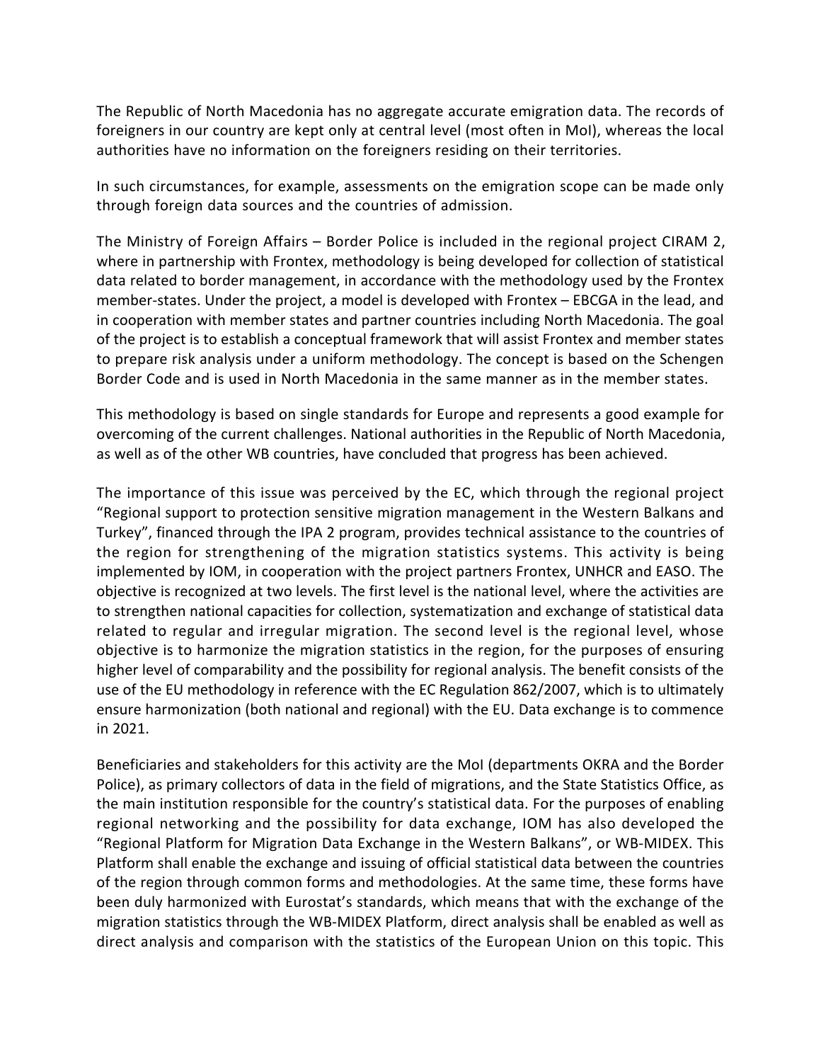The Republic of North Macedonia has no aggregate accurate emigration data. The records of foreigners in our country are kept only at central level (most often in MoI), whereas the local authorities have no information on the foreigners residing on their territories.

In such circumstances, for example, assessments on the emigration scope can be made only through foreign data sources and the countries of admission.

The Ministry of Foreign Affairs – Border Police is included in the regional project CIRAM 2, where in partnership with Frontex, methodology is being developed for collection of statistical data related to border management, in accordance with the methodology used by the Frontex member-states. Under the project, a model is developed with Frontex – EBCGA in the lead, and in cooperation with member states and partner countries including North Macedonia. The goal of the project is to establish a conceptual framework that will assist Frontex and member states to prepare risk analysis under a uniform methodology. The concept is based on the Schengen Border Code and is used in North Macedonia in the same manner as in the member states.

This methodology is based on single standards for Europe and represents a good example for overcoming of the current challenges. National authorities in the Republic of North Macedonia, as well as of the other WB countries, have concluded that progress has been achieved.

The importance of this issue was perceived by the EC, which through the regional project "Regional support to protection sensitive migration management in the Western Balkans and Turkey", financed through the IPA 2 program, provides technical assistance to the countries of the region for strengthening of the migration statistics systems. This activity is being implemented by IOM, in cooperation with the project partners Frontex, UNHCR and EASO. The objective is recognized at two levels. The first level is the national level, where the activities are to strengthen national capacities for collection, systematization and exchange of statistical data related to regular and irregular migration. The second level is the regional level, whose objective is to harmonize the migration statistics in the region, for the purposes of ensuring higher level of comparability and the possibility for regional analysis. The benefit consists of the use of the EU methodology in reference with the EC Regulation 862/2007, which is to ultimately ensure harmonization (both national and regional) with the EU. Data exchange is to commence in 2021.

Beneficiaries and stakeholders for this activity are the MoI (departments OKRA and the Border Police), as primary collectors of data in the field of migrations, and the State Statistics Office, as the main institution responsible for the country's statistical data. For the purposes of enabling regional networking and the possibility for data exchange, IOM has also developed the "Regional Platform for Migration Data Exchange in the Western Balkans", or WB-MIDEX. This Platform shall enable the exchange and issuing of official statistical data between the countries of the region through common forms and methodologies. At the same time, these forms have been duly harmonized with Eurostat's standards, which means that with the exchange of the migration statistics through the WB-MIDEX Platform, direct analysis shall be enabled as well as direct analysis and comparison with the statistics of the European Union on this topic. This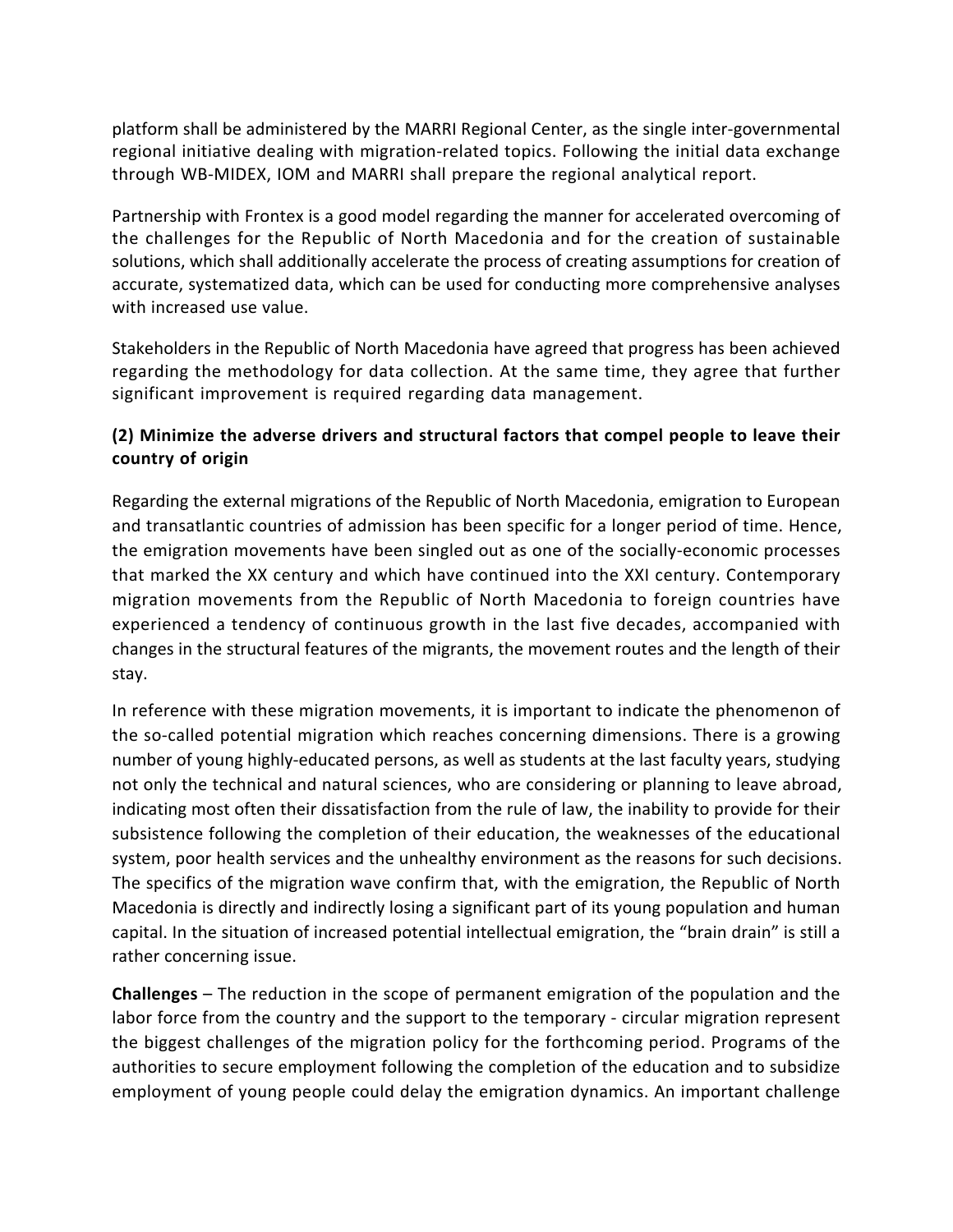platform shall be administered by the MARRI Regional Center, as the single inter-governmental regional initiative dealing with migration-related topics. Following the initial data exchange through WB-MIDEX, IOM and MARRI shall prepare the regional analytical report.

Partnership with Frontex is a good model regarding the manner for accelerated overcoming of the challenges for the Republic of North Macedonia and for the creation of sustainable solutions, which shall additionally accelerate the process of creating assumptions for creation of accurate, systematized data, which can be used for conducting more comprehensive analyses with increased use value.

Stakeholders in the Republic of North Macedonia have agreed that progress has been achieved regarding the methodology for data collection. At the same time, they agree that further significant improvement is required regarding data management.

**(2) Minimize the adverse drivers and structural factors that compel people to leave their country of origin**

Regarding the external migrations of the Republic of North Macedonia, emigration to European and transatlantic countries of admission has been specific for a longer period of time. Hence, the emigration movements have been singled out as one of the socially-economic processes that marked the XX century and which have continued into the XXI century. Contemporary migration movements from the Republic of North Macedonia to foreign countries have experienced a tendency of continuous growth in the last five decades, accompanied with changes in the structural features of the migrants, the movement routes and the length of their stay.

In reference with these migration movements, it is important to indicate the phenomenon of the so-called potential migration which reaches concerning dimensions. There is a growing number of young highly-educated persons, as well as students at the last faculty years, studying not only the technical and natural sciences, who are considering or planning to leave abroad, indicating most often their dissatisfaction from the rule of law, the inability to provide for their subsistence following the completion of their education, the weaknesses of the educational system, poor health services and the unhealthy environment as the reasons for such decisions. The specifics of the migration wave confirm that, with the emigration, the Republic of North Macedonia is directly and indirectly losing a significant part of its young population and human capital. In the situation of increased potential intellectual emigration, the "brain drain" is still a rather concerning issue.

**Challenges** – The reduction in the scope of permanent emigration of the population and the labor force from the country and the support to the temporary - circular migration represent the biggest challenges of the migration policy for the forthcoming period. Programs of the authorities to secure employment following the completion of the education and to subsidize employment of young people could delay the emigration dynamics. An important challenge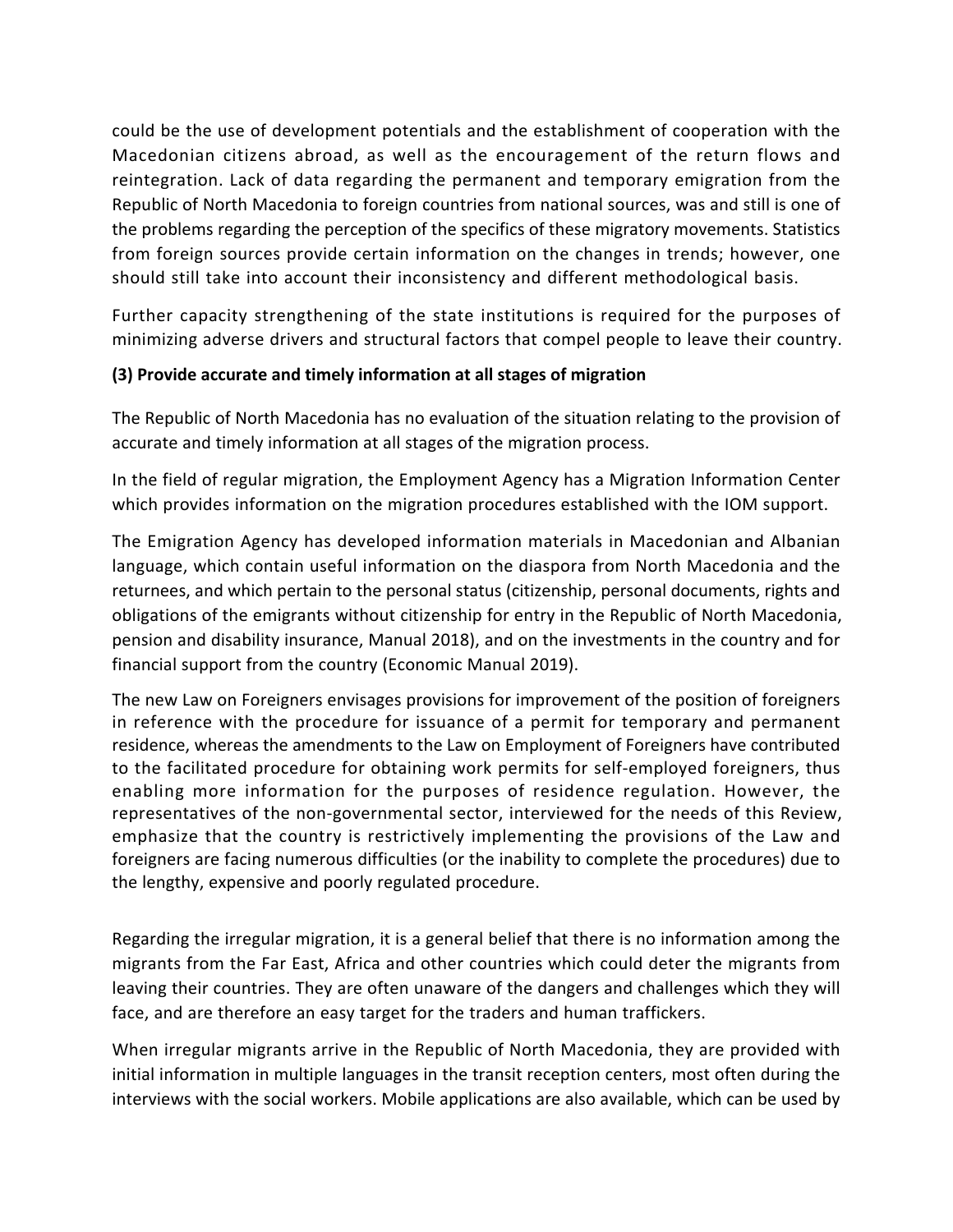could be the use of development potentials and the establishment of cooperation with the Macedonian citizens abroad, as well as the encouragement of the return flows and reintegration. Lack of data regarding the permanent and temporary emigration from the Republic of North Macedonia to foreign countries from national sources, was and still is one of the problems regarding the perception of the specifics of these migratory movements. Statistics from foreign sources provide certain information on the changes in trends; however, one should still take into account their inconsistency and different methodological basis.

Further capacity strengthening of the state institutions is required for the purposes of minimizing adverse drivers and structural factors that compel people to leave their country.

**(3) Provide accurate and timely information at all stages of migration**

The Republic of North Macedonia has no evaluation of the situation relating to the provision of accurate and timely information at all stages of the migration process.

In the field of regular migration, the Employment Agency has a Migration Information Center which provides information on the migration procedures established with the IOM support.

The Emigration Agency has developed information materials in Macedonian and Albanian language, which contain useful information on the diaspora from North Macedonia and the returnees, and which pertain to the personal status (citizenship, personal documents, rights and obligations of the emigrants without citizenship for entry in the Republic of North Macedonia, pension and disability insurance, Manual 2018), and on the investments in the country and for financial support from the country (Economic Manual 2019).

The new Law on Foreigners envisages provisions for improvement of the position of foreigners in reference with the procedure for issuance of a permit for temporary and permanent residence, whereas the amendments to the Law on Employment of Foreigners have contributed to the facilitated procedure for obtaining work permits for self-employed foreigners, thus enabling more information for the purposes of residence regulation. However, the representatives of the non-governmental sector, interviewed for the needs of this Review, emphasize that the country is restrictively implementing the provisions of the Law and foreigners are facing numerous difficulties (or the inability to complete the procedures) due to the lengthy, expensive and poorly regulated procedure.

Regarding the irregular migration, it is a general belief that there is no information among the migrants from the Far East, Africa and other countries which could deter the migrants from leaving their countries. They are often unaware of the dangers and challenges which they will face, and are therefore an easy target for the traders and human traffickers.

When irregular migrants arrive in the Republic of North Macedonia, they are provided with initial information in multiple languages in the transit reception centers, most often during the interviews with the social workers. Mobile applications are also available, which can be used by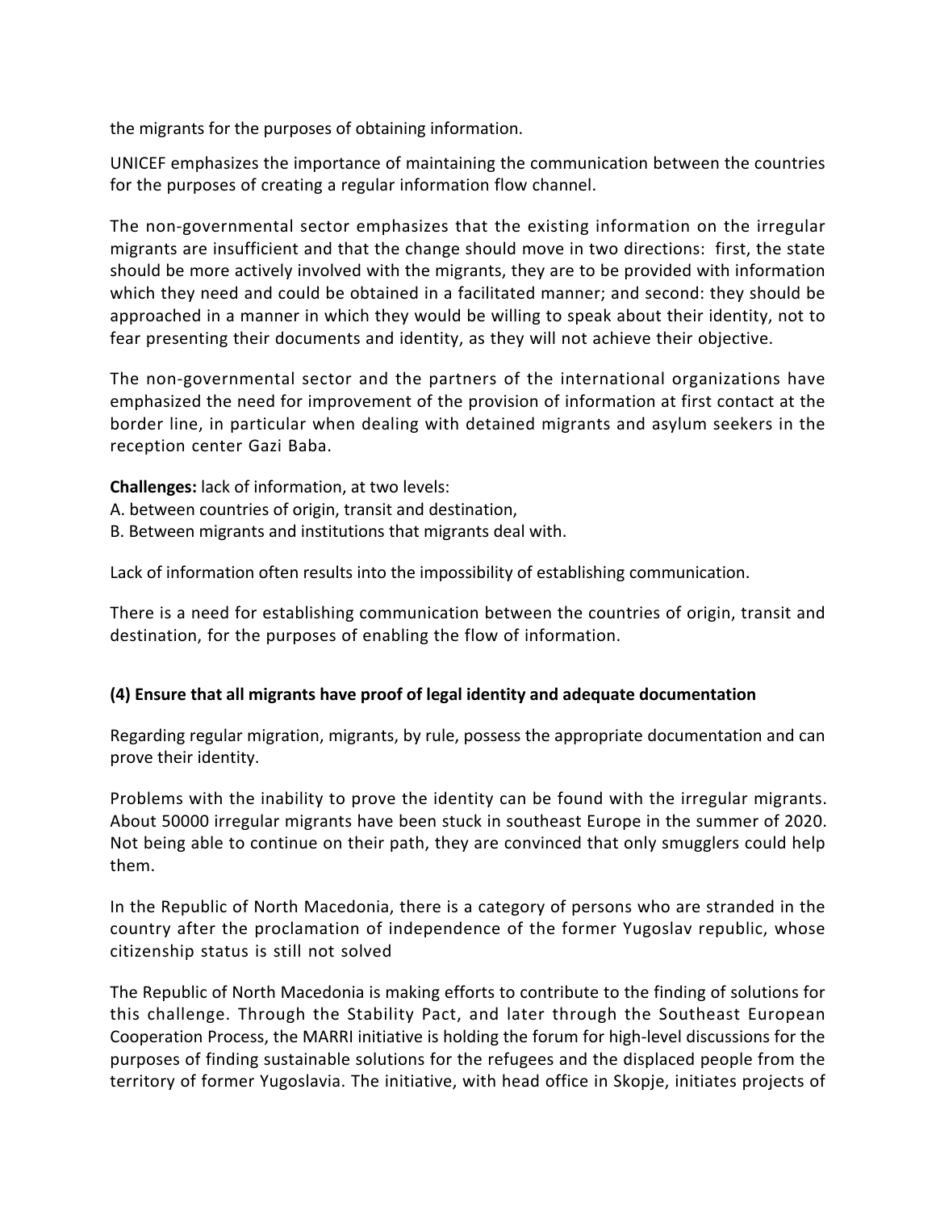the migrants for the purposes of obtaining information.

UNICEF emphasizes the importance of maintaining the communication between the countries for the purposes of creating a regular information flow channel.

The non-governmental sector emphasizes that the existing information on the irregular migrants are insufficient and that the change should move in two directions: first, the state should be more actively involved with the migrants, they are to be provided with information which they need and could be obtained in a facilitated manner; and second: they should be approached in a manner in which they would be willing to speak about their identity, not to fear presenting their documents and identity, as they will not achieve their objective.

The non-governmental sector and the partners of the international organizations have emphasized the need for improvement of the provision of information at first contact at the border line, in particular when dealing with detained migrants and asylum seekers in the reception center Gazi Baba.

**Challenges:** lack of information, at two levels:
A. between countries of origin, transit and destination,
B. Between migrants and institutions that migrants deal with.

Lack of information often results into the impossibility of establishing communication.

There is a need for establishing communication between the countries of origin, transit and destination, for the purposes of enabling the flow of information.

**(4) Ensure that all migrants have proof of legal identity and adequate documentation**

Regarding regular migration, migrants, by rule, possess the appropriate documentation and can prove their identity.

Problems with the inability to prove the identity can be found with the irregular migrants. About 50000 irregular migrants have been stuck in southeast Europe in the summer of 2020. Not being able to continue on their path, they are convinced that only smugglers could help them.

In the Republic of North Macedonia, there is a category of persons who are stranded in the country after the proclamation of independence of the former Yugoslav republic, whose citizenship status is still not solved

The Republic of North Macedonia is making efforts to contribute to the finding of solutions for this challenge. Through the Stability Pact, and later through the Southeast European Cooperation Process, the MARRI initiative is holding the forum for high-level discussions for the purposes of finding sustainable solutions for the refugees and the displaced people from the territory of former Yugoslavia. The initiative, with head office in Skopje, initiates projects of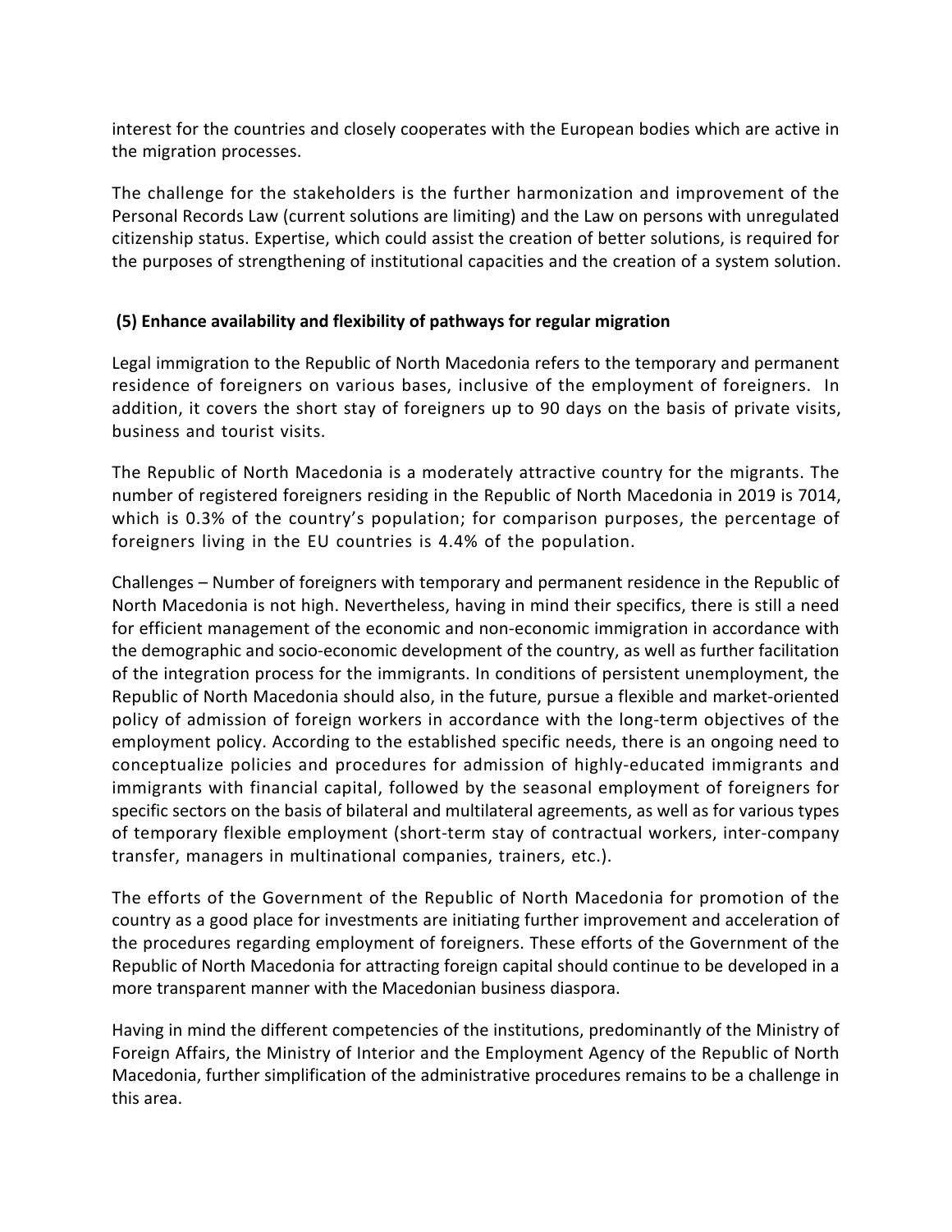interest for the countries and closely cooperates with the European bodies which are active in the migration processes.

The challenge for the stakeholders is the further harmonization and improvement of the Personal Records Law (current solutions are limiting) and the Law on persons with unregulated citizenship status. Expertise, which could assist the creation of better solutions, is required for the purposes of strengthening of institutional capacities and the creation of a system solution.

**(5) Enhance availability and flexibility of pathways for regular migration**

Legal immigration to the Republic of North Macedonia refers to the temporary and permanent residence of foreigners on various bases, inclusive of the employment of foreigners. In addition, it covers the short stay of foreigners up to 90 days on the basis of private visits, business and tourist visits.

The Republic of North Macedonia is a moderately attractive country for the migrants. The number of registered foreigners residing in the Republic of North Macedonia in 2019 is 7014, which is 0.3% of the country's population; for comparison purposes, the percentage of foreigners living in the EU countries is 4.4% of the population.

Challenges – Number of foreigners with temporary and permanent residence in the Republic of North Macedonia is not high. Nevertheless, having in mind their specifics, there is still a need for efficient management of the economic and non-economic immigration in accordance with the demographic and socio-economic development of the country, as well as further facilitation of the integration process for the immigrants. In conditions of persistent unemployment, the Republic of North Macedonia should also, in the future, pursue a flexible and market-oriented policy of admission of foreign workers in accordance with the long-term objectives of the employment policy. According to the established specific needs, there is an ongoing need to conceptualize policies and procedures for admission of highly-educated immigrants and immigrants with financial capital, followed by the seasonal employment of foreigners for specific sectors on the basis of bilateral and multilateral agreements, as well as for various types of temporary flexible employment (short-term stay of contractual workers, inter-company transfer, managers in multinational companies, trainers, etc.).

The efforts of the Government of the Republic of North Macedonia for promotion of the country as a good place for investments are initiating further improvement and acceleration of the procedures regarding employment of foreigners. These efforts of the Government of the Republic of North Macedonia for attracting foreign capital should continue to be developed in a more transparent manner with the Macedonian business diaspora.

Having in mind the different competencies of the institutions, predominantly of the Ministry of Foreign Affairs, the Ministry of Interior and the Employment Agency of the Republic of North Macedonia, further simplification of the administrative procedures remains to be a challenge in this area.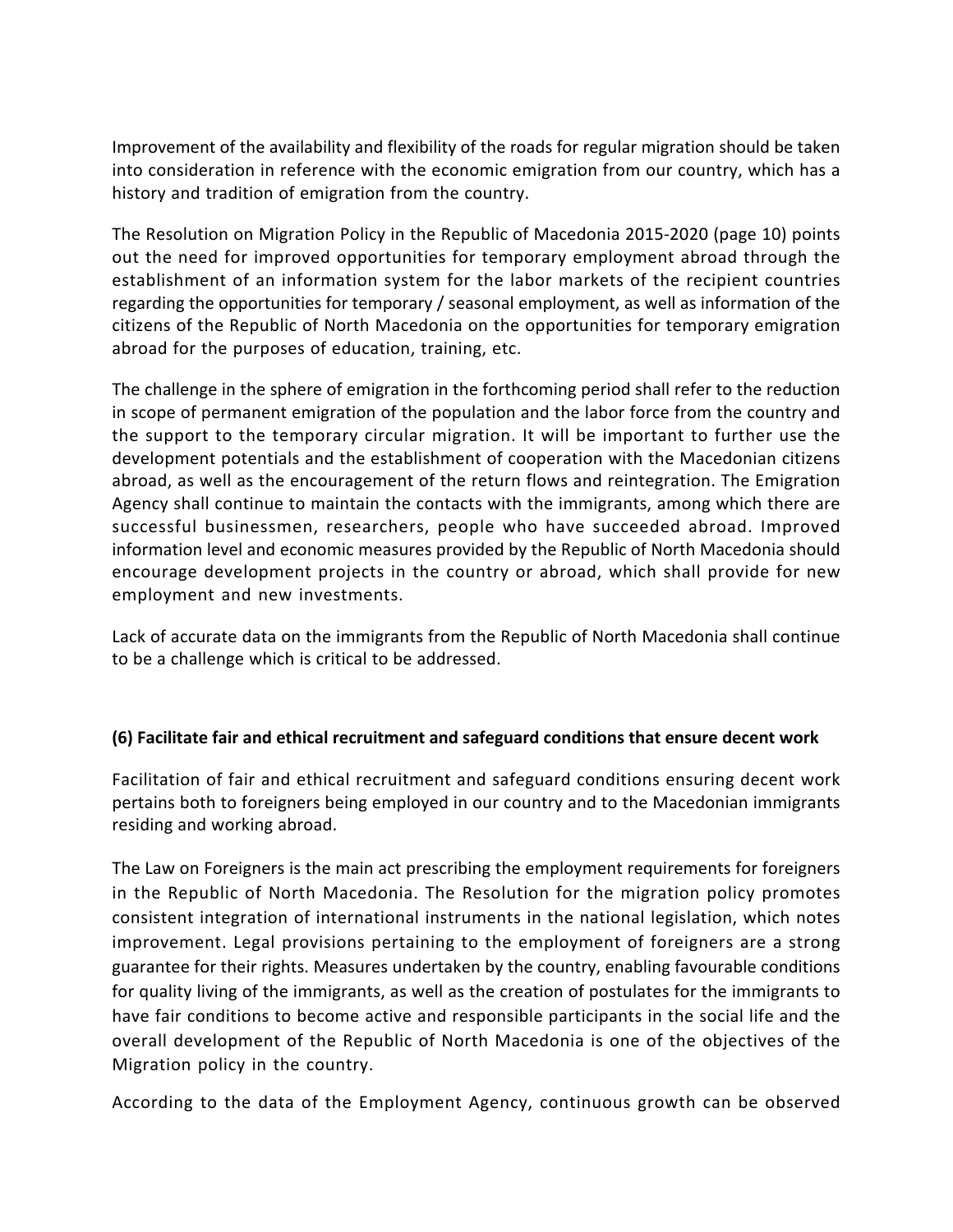Improvement of the availability and flexibility of the roads for regular migration should be taken into consideration in reference with the economic emigration from our country, which has a history and tradition of emigration from the country.

The Resolution on Migration Policy in the Republic of Macedonia 2015-2020 (page 10) points out the need for improved opportunities for temporary employment abroad through the establishment of an information system for the labor markets of the recipient countries regarding the opportunities for temporary / seasonal employment, as well as information of the citizens of the Republic of North Macedonia on the opportunities for temporary emigration abroad for the purposes of education, training, etc.

The challenge in the sphere of emigration in the forthcoming period shall refer to the reduction in scope of permanent emigration of the population and the labor force from the country and the support to the temporary circular migration. It will be important to further use the development potentials and the establishment of cooperation with the Macedonian citizens abroad, as well as the encouragement of the return flows and reintegration. The Emigration Agency shall continue to maintain the contacts with the immigrants, among which there are successful businessmen, researchers, people who have succeeded abroad. Improved information level and economic measures provided by the Republic of North Macedonia should encourage development projects in the country or abroad, which shall provide for new employment and new investments.

Lack of accurate data on the immigrants from the Republic of North Macedonia shall continue to be a challenge which is critical to be addressed.

**(6) Facilitate fair and ethical recruitment and safeguard conditions that ensure decent work**

Facilitation of fair and ethical recruitment and safeguard conditions ensuring decent work pertains both to foreigners being employed in our country and to the Macedonian immigrants residing and working abroad.

The Law on Foreigners is the main act prescribing the employment requirements for foreigners in the Republic of North Macedonia. The Resolution for the migration policy promotes consistent integration of international instruments in the national legislation, which notes improvement. Legal provisions pertaining to the employment of foreigners are a strong guarantee for their rights. Measures undertaken by the country, enabling favourable conditions for quality living of the immigrants, as well as the creation of postulates for the immigrants to have fair conditions to become active and responsible participants in the social life and the overall development of the Republic of North Macedonia is one of the objectives of the Migration policy in the country.

According to the data of the Employment Agency, continuous growth can be observed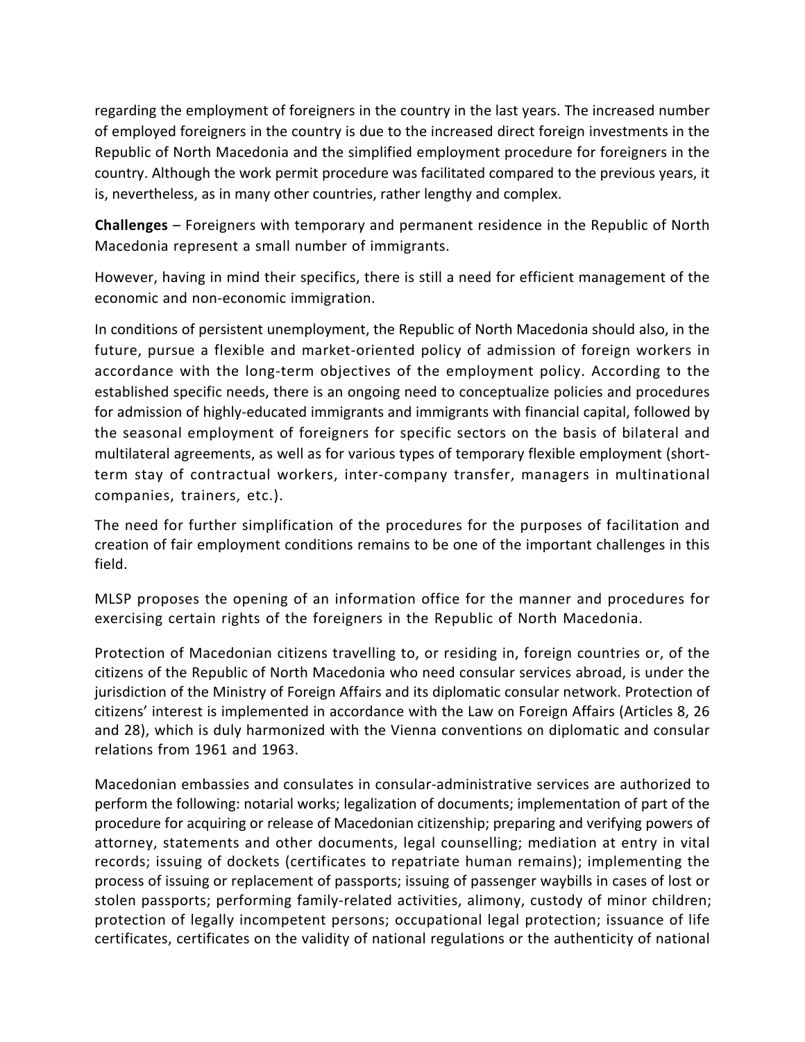regarding the employment of foreigners in the country in the last years. The increased number of employed foreigners in the country is due to the increased direct foreign investments in the Republic of North Macedonia and the simplified employment procedure for foreigners in the country. Although the work permit procedure was facilitated compared to the previous years, it is, nevertheless, as in many other countries, rather lengthy and complex.

**Challenges** – Foreigners with temporary and permanent residence in the Republic of North Macedonia represent a small number of immigrants.

However, having in mind their specifics, there is still a need for efficient management of the economic and non-economic immigration.

In conditions of persistent unemployment, the Republic of North Macedonia should also, in the future, pursue a flexible and market-oriented policy of admission of foreign workers in accordance with the long-term objectives of the employment policy. According to the established specific needs, there is an ongoing need to conceptualize policies and procedures for admission of highly-educated immigrants and immigrants with financial capital, followed by the seasonal employment of foreigners for specific sectors on the basis of bilateral and multilateral agreements, as well as for various types of temporary flexible employment (short-term stay of contractual workers, inter-company transfer, managers in multinational companies, trainers, etc.).

The need for further simplification of the procedures for the purposes of facilitation and creation of fair employment conditions remains to be one of the important challenges in this field.

MLSP proposes the opening of an information office for the manner and procedures for exercising certain rights of the foreigners in the Republic of North Macedonia.

Protection of Macedonian citizens travelling to, or residing in, foreign countries or, of the citizens of the Republic of North Macedonia who need consular services abroad, is under the jurisdiction of the Ministry of Foreign Affairs and its diplomatic consular network. Protection of citizens' interest is implemented in accordance with the Law on Foreign Affairs (Articles 8, 26 and 28), which is duly harmonized with the Vienna conventions on diplomatic and consular relations from 1961 and 1963.

Macedonian embassies and consulates in consular-administrative services are authorized to perform the following: notarial works; legalization of documents; implementation of part of the procedure for acquiring or release of Macedonian citizenship; preparing and verifying powers of attorney, statements and other documents, legal counselling; mediation at entry in vital records; issuing of dockets (certificates to repatriate human remains); implementing the process of issuing or replacement of passports; issuing of passenger waybills in cases of lost or stolen passports; performing family-related activities, alimony, custody of minor children; protection of legally incompetent persons; occupational legal protection; issuance of life certificates, certificates on the validity of national regulations or the authenticity of national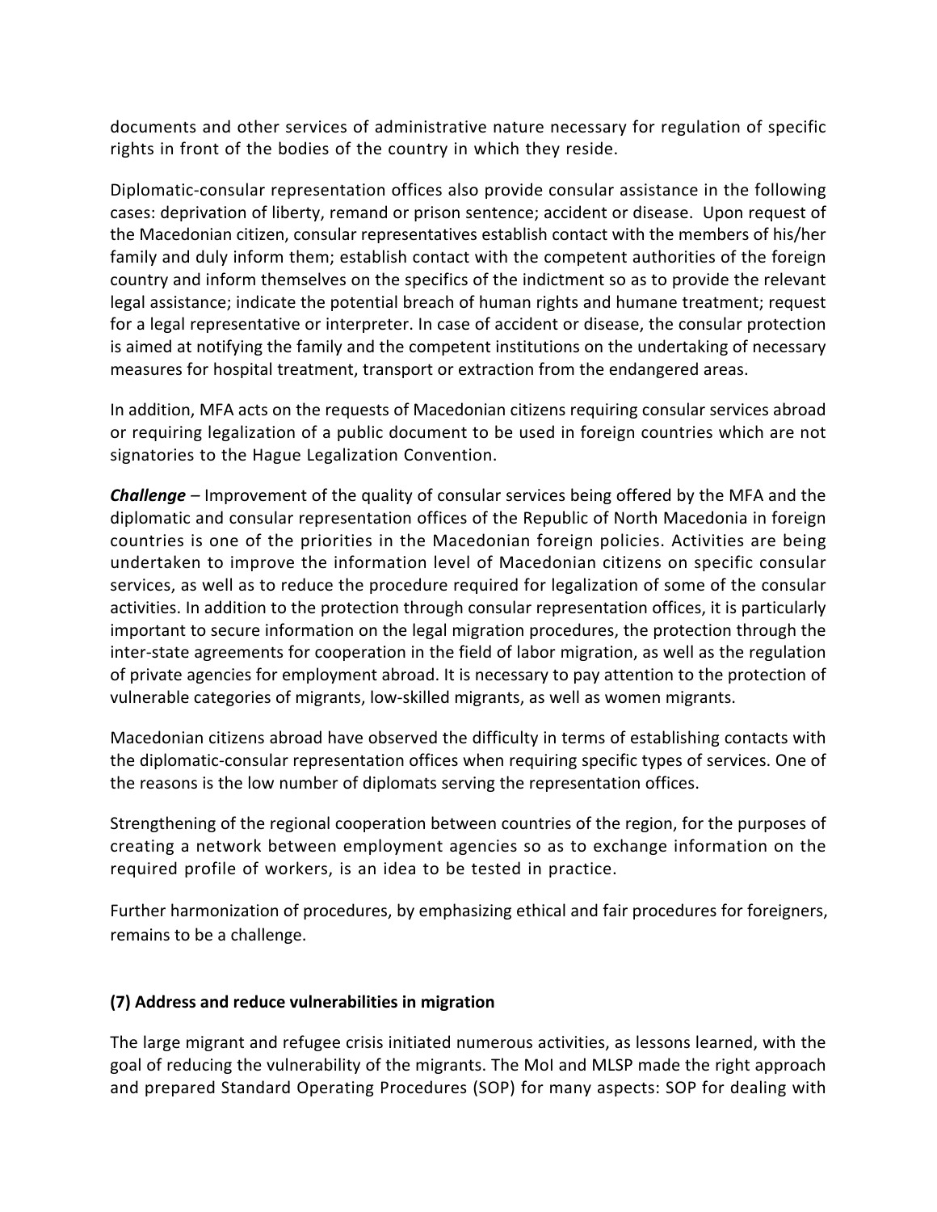documents and other services of administrative nature necessary for regulation of specific rights in front of the bodies of the country in which they reside.

Diplomatic-consular representation offices also provide consular assistance in the following cases: deprivation of liberty, remand or prison sentence; accident or disease. Upon request of the Macedonian citizen, consular representatives establish contact with the members of his/her family and duly inform them; establish contact with the competent authorities of the foreign country and inform themselves on the specifics of the indictment so as to provide the relevant legal assistance; indicate the potential breach of human rights and humane treatment; request for a legal representative or interpreter. In case of accident or disease, the consular protection is aimed at notifying the family and the competent institutions on the undertaking of necessary measures for hospital treatment, transport or extraction from the endangered areas.

In addition, MFA acts on the requests of Macedonian citizens requiring consular services abroad or requiring legalization of a public document to be used in foreign countries which are not signatories to the Hague Legalization Convention.

***Challenge*** – Improvement of the quality of consular services being offered by the MFA and the diplomatic and consular representation offices of the Republic of North Macedonia in foreign countries is one of the priorities in the Macedonian foreign policies. Activities are being undertaken to improve the information level of Macedonian citizens on specific consular services, as well as to reduce the procedure required for legalization of some of the consular activities. In addition to the protection through consular representation offices, it is particularly important to secure information on the legal migration procedures, the protection through the inter-state agreements for cooperation in the field of labor migration, as well as the regulation of private agencies for employment abroad. It is necessary to pay attention to the protection of vulnerable categories of migrants, low-skilled migrants, as well as women migrants.

Macedonian citizens abroad have observed the difficulty in terms of establishing contacts with the diplomatic-consular representation offices when requiring specific types of services. One of the reasons is the low number of diplomats serving the representation offices.

Strengthening of the regional cooperation between countries of the region, for the purposes of creating a network between employment agencies so as to exchange information on the required profile of workers, is an idea to be tested in practice.

Further harmonization of procedures, by emphasizing ethical and fair procedures for foreigners, remains to be a challenge.

**(7) Address and reduce vulnerabilities in migration**

The large migrant and refugee crisis initiated numerous activities, as lessons learned, with the goal of reducing the vulnerability of the migrants. The MoI and MLSP made the right approach and prepared Standard Operating Procedures (SOP) for many aspects: SOP for dealing with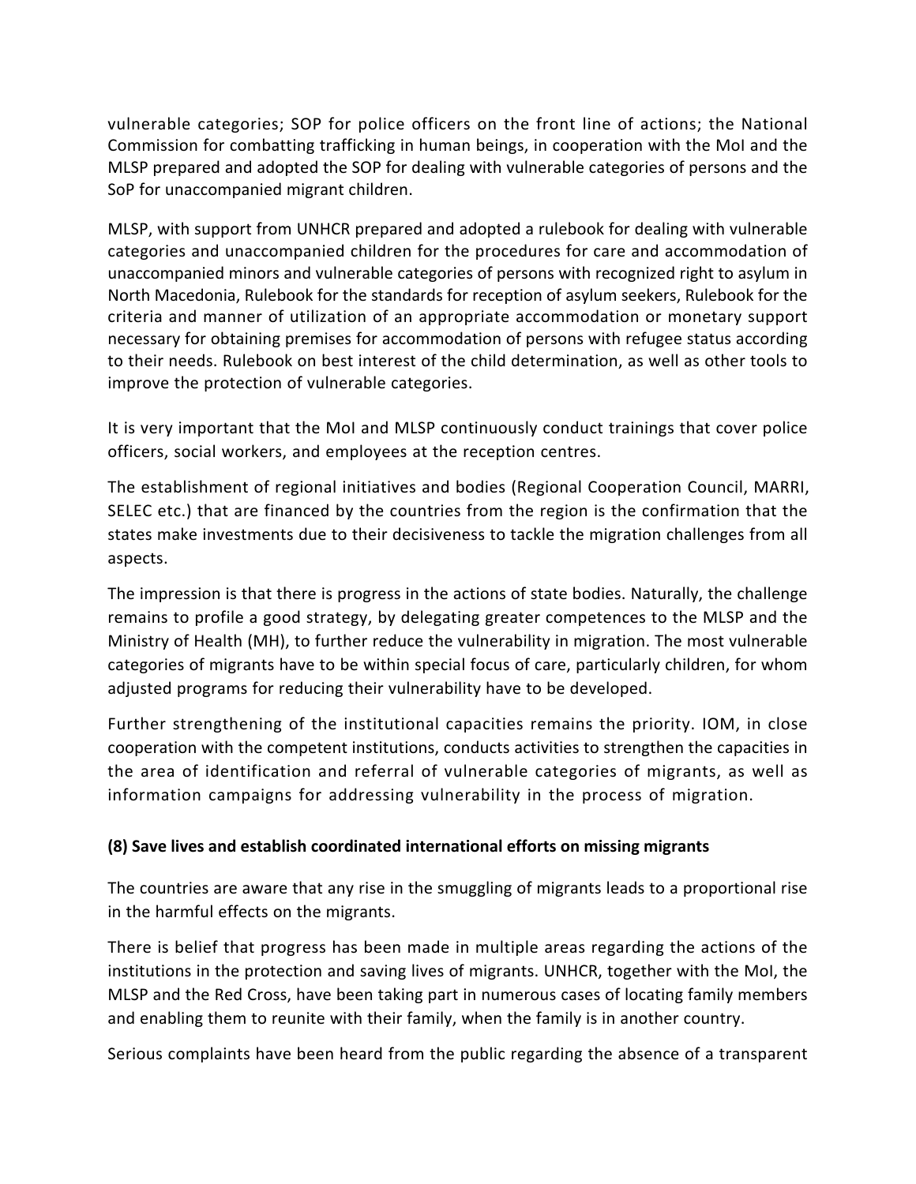vulnerable categories; SOP for police officers on the front line of actions; the National Commission for combatting trafficking in human beings, in cooperation with the MoI and the MLSP prepared and adopted the SOP for dealing with vulnerable categories of persons and the SoP for unaccompanied migrant children.

MLSP, with support from UNHCR prepared and adopted a rulebook for dealing with vulnerable categories and unaccompanied children for the procedures for care and accommodation of unaccompanied minors and vulnerable categories of persons with recognized right to asylum in North Macedonia, Rulebook for the standards for reception of asylum seekers, Rulebook for the criteria and manner of utilization of an appropriate accommodation or monetary support necessary for obtaining premises for accommodation of persons with refugee status according to their needs. Rulebook on best interest of the child determination, as well as other tools to improve the protection of vulnerable categories.

It is very important that the MoI and MLSP continuously conduct trainings that cover police officers, social workers, and employees at the reception centres.

The establishment of regional initiatives and bodies (Regional Cooperation Council, MARRI, SELEC etc.) that are financed by the countries from the region is the confirmation that the states make investments due to their decisiveness to tackle the migration challenges from all aspects.

The impression is that there is progress in the actions of state bodies. Naturally, the challenge remains to profile a good strategy, by delegating greater competences to the MLSP and the Ministry of Health (MH), to further reduce the vulnerability in migration. The most vulnerable categories of migrants have to be within special focus of care, particularly children, for whom adjusted programs for reducing their vulnerability have to be developed.

Further strengthening of the institutional capacities remains the priority. IOM, in close cooperation with the competent institutions, conducts activities to strengthen the capacities in the area of identification and referral of vulnerable categories of migrants, as well as information campaigns for addressing vulnerability in the process of migration.

**(8) Save lives and establish coordinated international efforts on missing migrants**

The countries are aware that any rise in the smuggling of migrants leads to a proportional rise in the harmful effects on the migrants.

There is belief that progress has been made in multiple areas regarding the actions of the institutions in the protection and saving lives of migrants. UNHCR, together with the MoI, the MLSP and the Red Cross, have been taking part in numerous cases of locating family members and enabling them to reunite with their family, when the family is in another country.

Serious complaints have been heard from the public regarding the absence of a transparent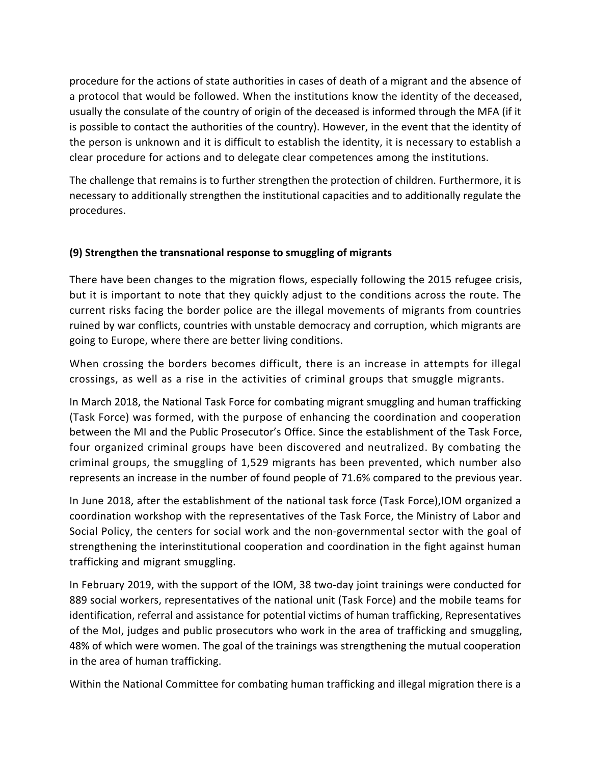procedure for the actions of state authorities in cases of death of a migrant and the absence of a protocol that would be followed. When the institutions know the identity of the deceased, usually the consulate of the country of origin of the deceased is informed through the MFA (if it is possible to contact the authorities of the country). However, in the event that the identity of the person is unknown and it is difficult to establish the identity, it is necessary to establish a clear procedure for actions and to delegate clear competences among the institutions.

The challenge that remains is to further strengthen the protection of children. Furthermore, it is necessary to additionally strengthen the institutional capacities and to additionally regulate the procedures.

**(9) Strengthen the transnational response to smuggling of migrants**

There have been changes to the migration flows, especially following the 2015 refugee crisis, but it is important to note that they quickly adjust to the conditions across the route. The current risks facing the border police are the illegal movements of migrants from countries ruined by war conflicts, countries with unstable democracy and corruption, which migrants are going to Europe, where there are better living conditions.

When crossing the borders becomes difficult, there is an increase in attempts for illegal crossings, as well as a rise in the activities of criminal groups that smuggle migrants.

In March 2018, the National Task Force for combating migrant smuggling and human trafficking (Task Force) was formed, with the purpose of enhancing the coordination and cooperation between the MI and the Public Prosecutor's Office. Since the establishment of the Task Force, four organized criminal groups have been discovered and neutralized. By combating the criminal groups, the smuggling of 1,529 migrants has been prevented, which number also represents an increase in the number of found people of 71.6% compared to the previous year.

In June 2018, after the establishment of the national task force (Task Force),IOM organized a coordination workshop with the representatives of the Task Force, the Ministry of Labor and Social Policy, the centers for social work and the non-governmental sector with the goal of strengthening the interinstitutional cooperation and coordination in the fight against human trafficking and migrant smuggling.

In February 2019, with the support of the IOM, 38 two-day joint trainings were conducted for 889 social workers, representatives of the national unit (Task Force) and the mobile teams for identification, referral and assistance for potential victims of human trafficking, Representatives of the MoI, judges and public prosecutors who work in the area of trafficking and smuggling, 48% of which were women. The goal of the trainings was strengthening the mutual cooperation in the area of human trafficking.

Within the National Committee for combating human trafficking and illegal migration there is a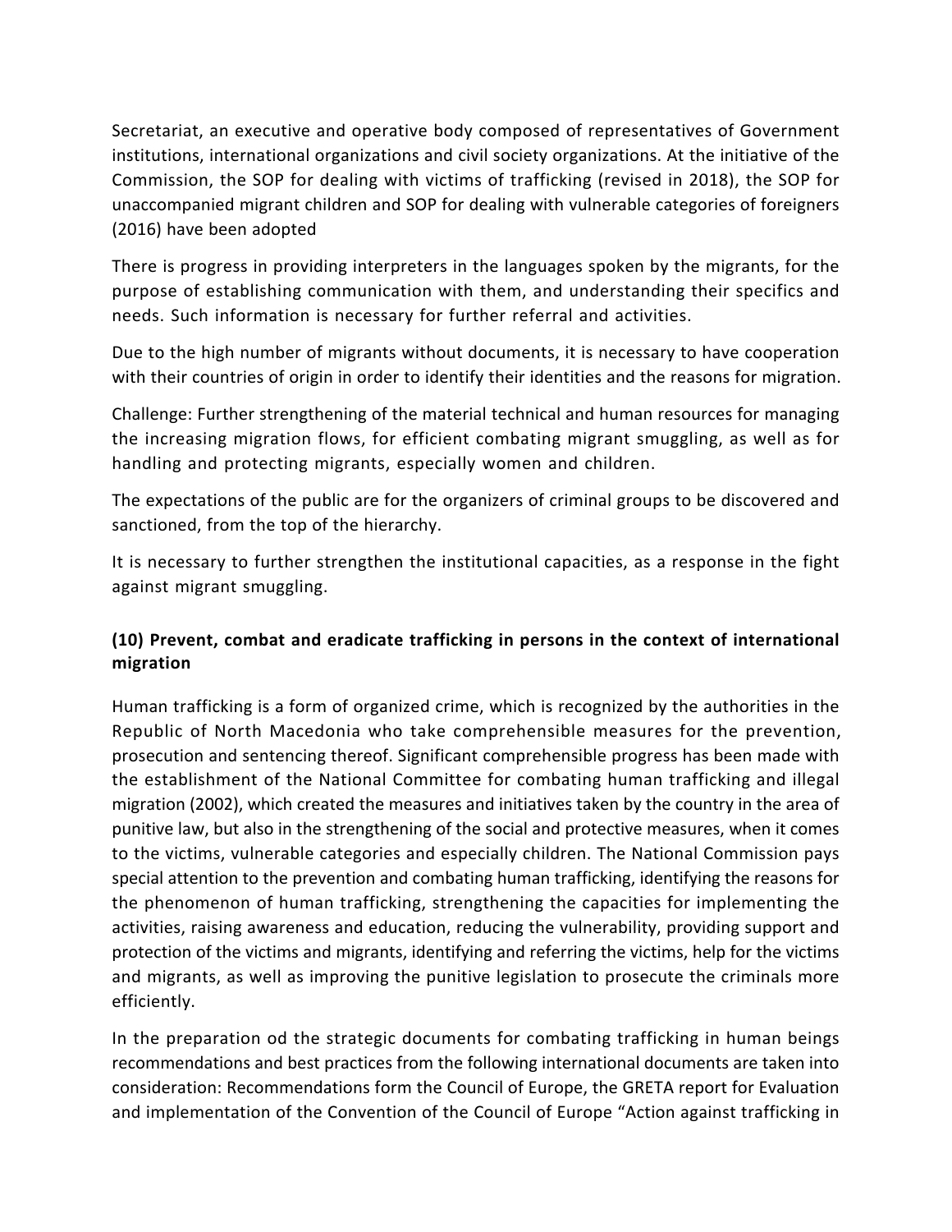Secretariat, an executive and operative body composed of representatives of Government institutions, international organizations and civil society organizations. At the initiative of the Commission, the SOP for dealing with victims of trafficking (revised in 2018), the SOP for unaccompanied migrant children and SOP for dealing with vulnerable categories of foreigners (2016) have been adopted

There is progress in providing interpreters in the languages spoken by the migrants, for the purpose of establishing communication with them, and understanding their specifics and needs. Such information is necessary for further referral and activities.

Due to the high number of migrants without documents, it is necessary to have cooperation with their countries of origin in order to identify their identities and the reasons for migration.

Challenge: Further strengthening of the material technical and human resources for managing the increasing migration flows, for efficient combating migrant smuggling, as well as for handling and protecting migrants, especially women and children.

The expectations of the public are for the organizers of criminal groups to be discovered and sanctioned, from the top of the hierarchy.

It is necessary to further strengthen the institutional capacities, as a response in the fight against migrant smuggling.

### (10) Prevent, combat and eradicate trafficking in persons in the context of international migration

Human trafficking is a form of organized crime, which is recognized by the authorities in the Republic of North Macedonia who take comprehensible measures for the prevention, prosecution and sentencing thereof. Significant comprehensible progress has been made with the establishment of the National Committee for combating human trafficking and illegal migration (2002), which created the measures and initiatives taken by the country in the area of punitive law, but also in the strengthening of the social and protective measures, when it comes to the victims, vulnerable categories and especially children. The National Commission pays special attention to the prevention and combating human trafficking, identifying the reasons for the phenomenon of human trafficking, strengthening the capacities for implementing the activities, raising awareness and education, reducing the vulnerability, providing support and protection of the victims and migrants, identifying and referring the victims, help for the victims and migrants, as well as improving the punitive legislation to prosecute the criminals more efficiently.

In the preparation od the strategic documents for combating trafficking in human beings recommendations and best practices from the following international documents are taken into consideration: Recommendations form the Council of Europe, the GRETA report for Evaluation and implementation of the Convention of the Council of Europe "Action against trafficking in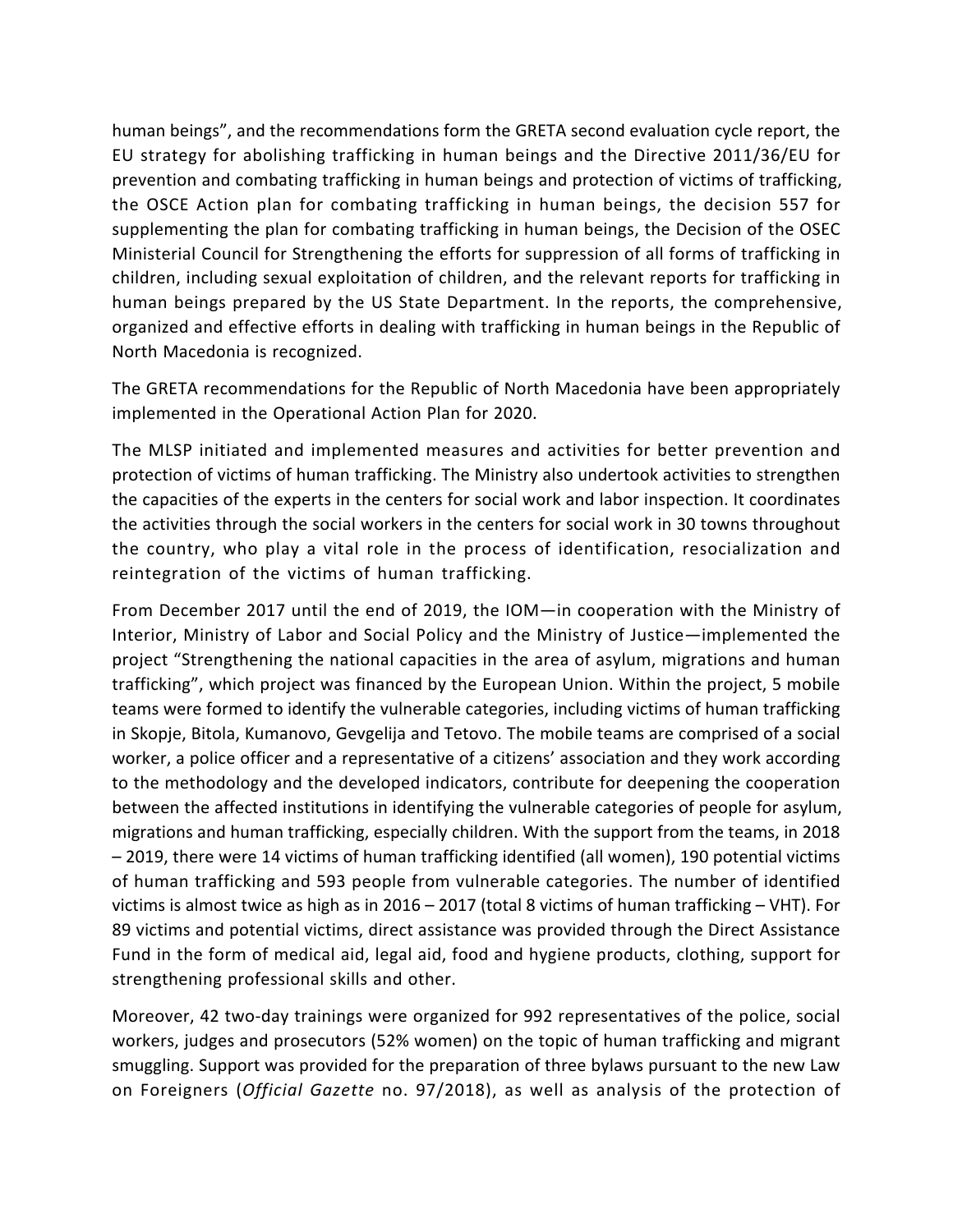human beings", and the recommendations form the GRETA second evaluation cycle report, the EU strategy for abolishing trafficking in human beings and the Directive 2011/36/EU for prevention and combating trafficking in human beings and protection of victims of trafficking, the OSCE Action plan for combating trafficking in human beings, the decision 557 for supplementing the plan for combating trafficking in human beings, the Decision of the OSEC Ministerial Council for Strengthening the efforts for suppression of all forms of trafficking in children, including sexual exploitation of children, and the relevant reports for trafficking in human beings prepared by the US State Department. In the reports, the comprehensive, organized and effective efforts in dealing with trafficking in human beings in the Republic of North Macedonia is recognized.

The GRETA recommendations for the Republic of North Macedonia have been appropriately implemented in the Operational Action Plan for 2020.

The MLSP initiated and implemented measures and activities for better prevention and protection of victims of human trafficking. The Ministry also undertook activities to strengthen the capacities of the experts in the centers for social work and labor inspection. It coordinates the activities through the social workers in the centers for social work in 30 towns throughout the country, who play a vital role in the process of identification, resocialization and reintegration of the victims of human trafficking.

From December 2017 until the end of 2019, the IOM—in cooperation with the Ministry of Interior, Ministry of Labor and Social Policy and the Ministry of Justice—implemented the project "Strengthening the national capacities in the area of asylum, migrations and human trafficking", which project was financed by the European Union. Within the project, 5 mobile teams were formed to identify the vulnerable categories, including victims of human trafficking in Skopje, Bitola, Kumanovo, Gevgelija and Tetovo. The mobile teams are comprised of a social worker, a police officer and a representative of a citizens' association and they work according to the methodology and the developed indicators, contribute for deepening the cooperation between the affected institutions in identifying the vulnerable categories of people for asylum, migrations and human trafficking, especially children. With the support from the teams, in 2018 – 2019, there were 14 victims of human trafficking identified (all women), 190 potential victims of human trafficking and 593 people from vulnerable categories. The number of identified victims is almost twice as high as in 2016 – 2017 (total 8 victims of human trafficking – VHT). For 89 victims and potential victims, direct assistance was provided through the Direct Assistance Fund in the form of medical aid, legal aid, food and hygiene products, clothing, support for strengthening professional skills and other.

Moreover, 42 two-day trainings were organized for 992 representatives of the police, social workers, judges and prosecutors (52% women) on the topic of human trafficking and migrant smuggling. Support was provided for the preparation of three bylaws pursuant to the new Law on Foreigners (*Official Gazette* no. 97/2018), as well as analysis of the protection of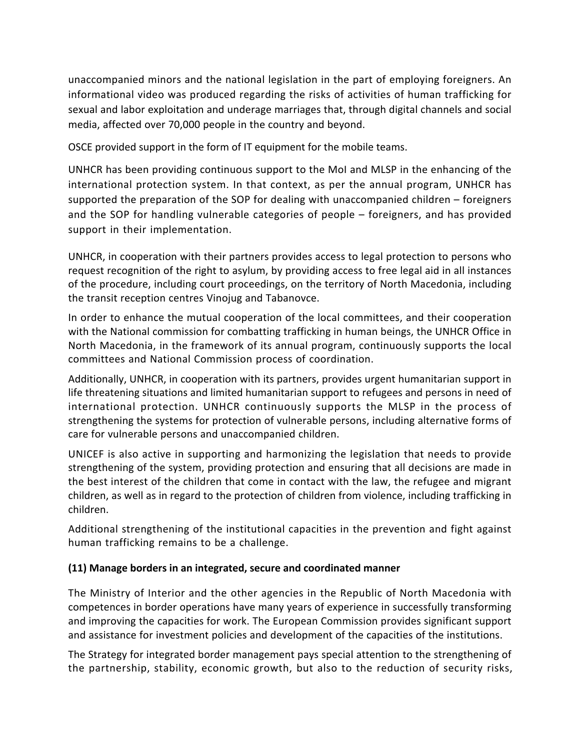unaccompanied minors and the national legislation in the part of employing foreigners. An informational video was produced regarding the risks of activities of human trafficking for sexual and labor exploitation and underage marriages that, through digital channels and social media, affected over 70,000 people in the country and beyond.

OSCE provided support in the form of IT equipment for the mobile teams.

UNHCR has been providing continuous support to the MoI and MLSP in the enhancing of the international protection system. In that context, as per the annual program, UNHCR has supported the preparation of the SOP for dealing with unaccompanied children – foreigners and the SOP for handling vulnerable categories of people – foreigners, and has provided support in their implementation.

UNHCR, in cooperation with their partners provides access to legal protection to persons who request recognition of the right to asylum, by providing access to free legal aid in all instances of the procedure, including court proceedings, on the territory of North Macedonia, including the transit reception centres Vinojug and Tabanovce.

In order to enhance the mutual cooperation of the local committees, and their cooperation with the National commission for combatting trafficking in human beings, the UNHCR Office in North Macedonia, in the framework of its annual program, continuously supports the local committees and National Commission process of coordination.

Additionally, UNHCR, in cooperation with its partners, provides urgent humanitarian support in life threatening situations and limited humanitarian support to refugees and persons in need of international protection. UNHCR continuously supports the MLSP in the process of strengthening the systems for protection of vulnerable persons, including alternative forms of care for vulnerable persons and unaccompanied children.

UNICEF is also active in supporting and harmonizing the legislation that needs to provide strengthening of the system, providing protection and ensuring that all decisions are made in the best interest of the children that come in contact with the law, the refugee and migrant children, as well as in regard to the protection of children from violence, including trafficking in children.

Additional strengthening of the institutional capacities in the prevention and fight against human trafficking remains to be a challenge.

**(11) Manage borders in an integrated, secure and coordinated manner**

The Ministry of Interior and the other agencies in the Republic of North Macedonia with competences in border operations have many years of experience in successfully transforming and improving the capacities for work. The European Commission provides significant support and assistance for investment policies and development of the capacities of the institutions.

The Strategy for integrated border management pays special attention to the strengthening of the partnership, stability, economic growth, but also to the reduction of security risks,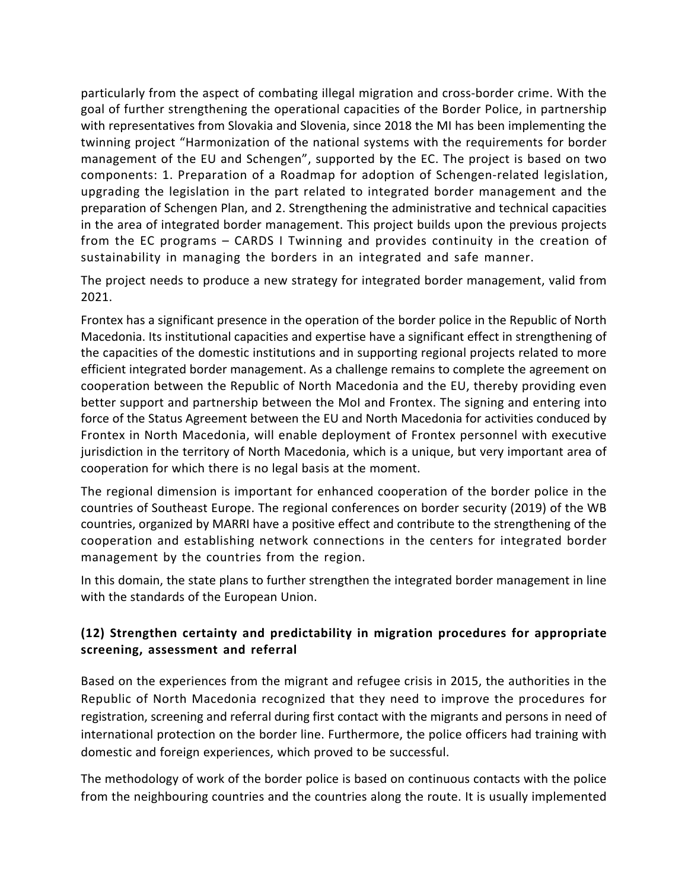particularly from the aspect of combating illegal migration and cross-border crime. With the goal of further strengthening the operational capacities of the Border Police, in partnership with representatives from Slovakia and Slovenia, since 2018 the MI has been implementing the twinning project "Harmonization of the national systems with the requirements for border management of the EU and Schengen", supported by the EC. The project is based on two components: 1. Preparation of a Roadmap for adoption of Schengen-related legislation, upgrading the legislation in the part related to integrated border management and the preparation of Schengen Plan, and 2. Strengthening the administrative and technical capacities in the area of integrated border management. This project builds upon the previous projects from the EC programs – CARDS I Twinning and provides continuity in the creation of sustainability in managing the borders in an integrated and safe manner.

The project needs to produce a new strategy for integrated border management, valid from 2021.

Frontex has a significant presence in the operation of the border police in the Republic of North Macedonia. Its institutional capacities and expertise have a significant effect in strengthening of the capacities of the domestic institutions and in supporting regional projects related to more efficient integrated border management. As a challenge remains to complete the agreement on cooperation between the Republic of North Macedonia and the EU, thereby providing even better support and partnership between the MoI and Frontex. The signing and entering into force of the Status Agreement between the EU and North Macedonia for activities conduced by Frontex in North Macedonia, will enable deployment of Frontex personnel with executive jurisdiction in the territory of North Macedonia, which is a unique, but very important area of cooperation for which there is no legal basis at the moment.

The regional dimension is important for enhanced cooperation of the border police in the countries of Southeast Europe. The regional conferences on border security (2019) of the WB countries, organized by MARRI have a positive effect and contribute to the strengthening of the cooperation and establishing network connections in the centers for integrated border management by the countries from the region.

In this domain, the state plans to further strengthen the integrated border management in line with the standards of the European Union.

### (12) Strengthen certainty and predictability in migration procedures for appropriate screening, assessment and referral

Based on the experiences from the migrant and refugee crisis in 2015, the authorities in the Republic of North Macedonia recognized that they need to improve the procedures for registration, screening and referral during first contact with the migrants and persons in need of international protection on the border line. Furthermore, the police officers had training with domestic and foreign experiences, which proved to be successful.

The methodology of work of the border police is based on continuous contacts with the police from the neighbouring countries and the countries along the route. It is usually implemented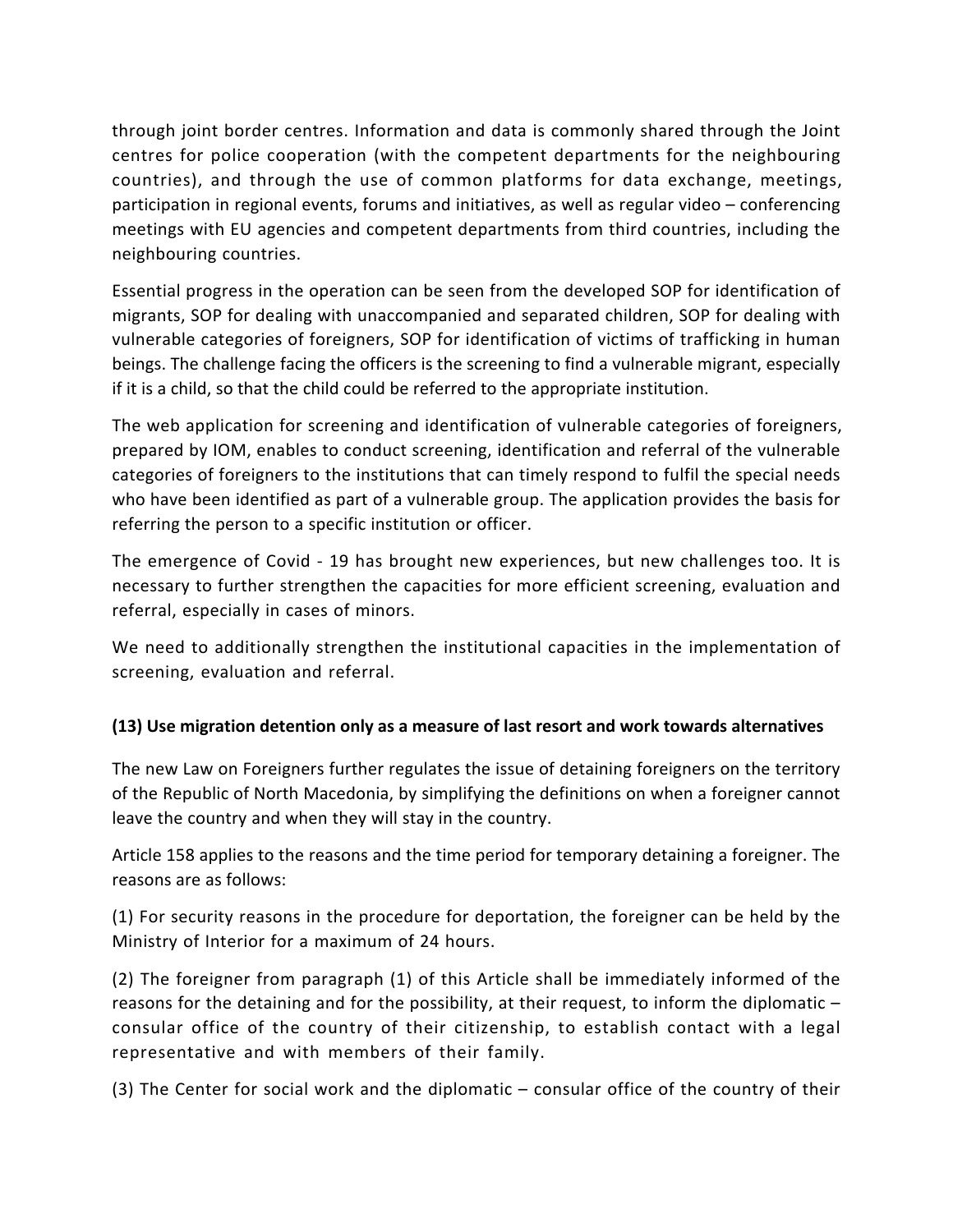through joint border centres. Information and data is commonly shared through the Joint centres for police cooperation (with the competent departments for the neighbouring countries), and through the use of common platforms for data exchange, meetings, participation in regional events, forums and initiatives, as well as regular video – conferencing meetings with EU agencies and competent departments from third countries, including the neighbouring countries.

Essential progress in the operation can be seen from the developed SOP for identification of migrants, SOP for dealing with unaccompanied and separated children, SOP for dealing with vulnerable categories of foreigners, SOP for identification of victims of trafficking in human beings. The challenge facing the officers is the screening to find a vulnerable migrant, especially if it is a child, so that the child could be referred to the appropriate institution.

The web application for screening and identification of vulnerable categories of foreigners, prepared by IOM, enables to conduct screening, identification and referral of the vulnerable categories of foreigners to the institutions that can timely respond to fulfil the special needs who have been identified as part of a vulnerable group. The application provides the basis for referring the person to a specific institution or officer.

The emergence of Covid - 19 has brought new experiences, but new challenges too. It is necessary to further strengthen the capacities for more efficient screening, evaluation and referral, especially in cases of minors.

We need to additionally strengthen the institutional capacities in the implementation of screening, evaluation and referral.

### (13) Use migration detention only as a measure of last resort and work towards alternatives

The new Law on Foreigners further regulates the issue of detaining foreigners on the territory of the Republic of North Macedonia, by simplifying the definitions on when a foreigner cannot leave the country and when they will stay in the country.

Article 158 applies to the reasons and the time period for temporary detaining a foreigner. The reasons are as follows:

(1) For security reasons in the procedure for deportation, the foreigner can be held by the Ministry of Interior for a maximum of 24 hours.

(2) The foreigner from paragraph (1) of this Article shall be immediately informed of the reasons for the detaining and for the possibility, at their request, to inform the diplomatic – consular office of the country of their citizenship, to establish contact with a legal representative and with members of their family.

(3) The Center for social work and the diplomatic – consular office of the country of their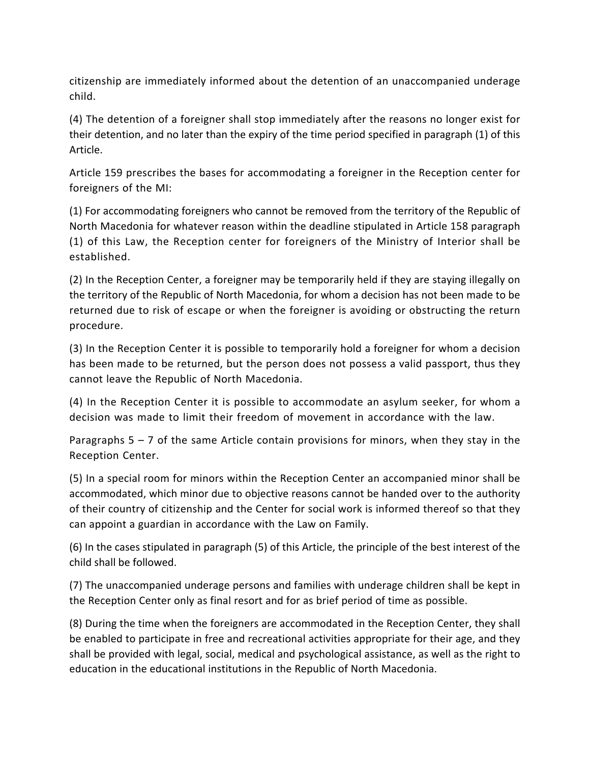citizenship are immediately informed about the detention of an unaccompanied underage child.

(4) The detention of a foreigner shall stop immediately after the reasons no longer exist for their detention, and no later than the expiry of the time period specified in paragraph (1) of this Article.

Article 159 prescribes the bases for accommodating a foreigner in the Reception center for foreigners of the MI:

(1) For accommodating foreigners who cannot be removed from the territory of the Republic of North Macedonia for whatever reason within the deadline stipulated in Article 158 paragraph (1) of this Law, the Reception center for foreigners of the Ministry of Interior shall be established.

(2) In the Reception Center, a foreigner may be temporarily held if they are staying illegally on the territory of the Republic of North Macedonia, for whom a decision has not been made to be returned due to risk of escape or when the foreigner is avoiding or obstructing the return procedure.

(3) In the Reception Center it is possible to temporarily hold a foreigner for whom a decision has been made to be returned, but the person does not possess a valid passport, thus they cannot leave the Republic of North Macedonia.

(4) In the Reception Center it is possible to accommodate an asylum seeker, for whom a decision was made to limit their freedom of movement in accordance with the law.

Paragraphs 5 – 7 of the same Article contain provisions for minors, when they stay in the Reception Center.

(5) In a special room for minors within the Reception Center an accompanied minor shall be accommodated, which minor due to objective reasons cannot be handed over to the authority of their country of citizenship and the Center for social work is informed thereof so that they can appoint a guardian in accordance with the Law on Family.

(6) In the cases stipulated in paragraph (5) of this Article, the principle of the best interest of the child shall be followed.

(7) The unaccompanied underage persons and families with underage children shall be kept in the Reception Center only as final resort and for as brief period of time as possible.

(8) During the time when the foreigners are accommodated in the Reception Center, they shall be enabled to participate in free and recreational activities appropriate for their age, and they shall be provided with legal, social, medical and psychological assistance, as well as the right to education in the educational institutions in the Republic of North Macedonia.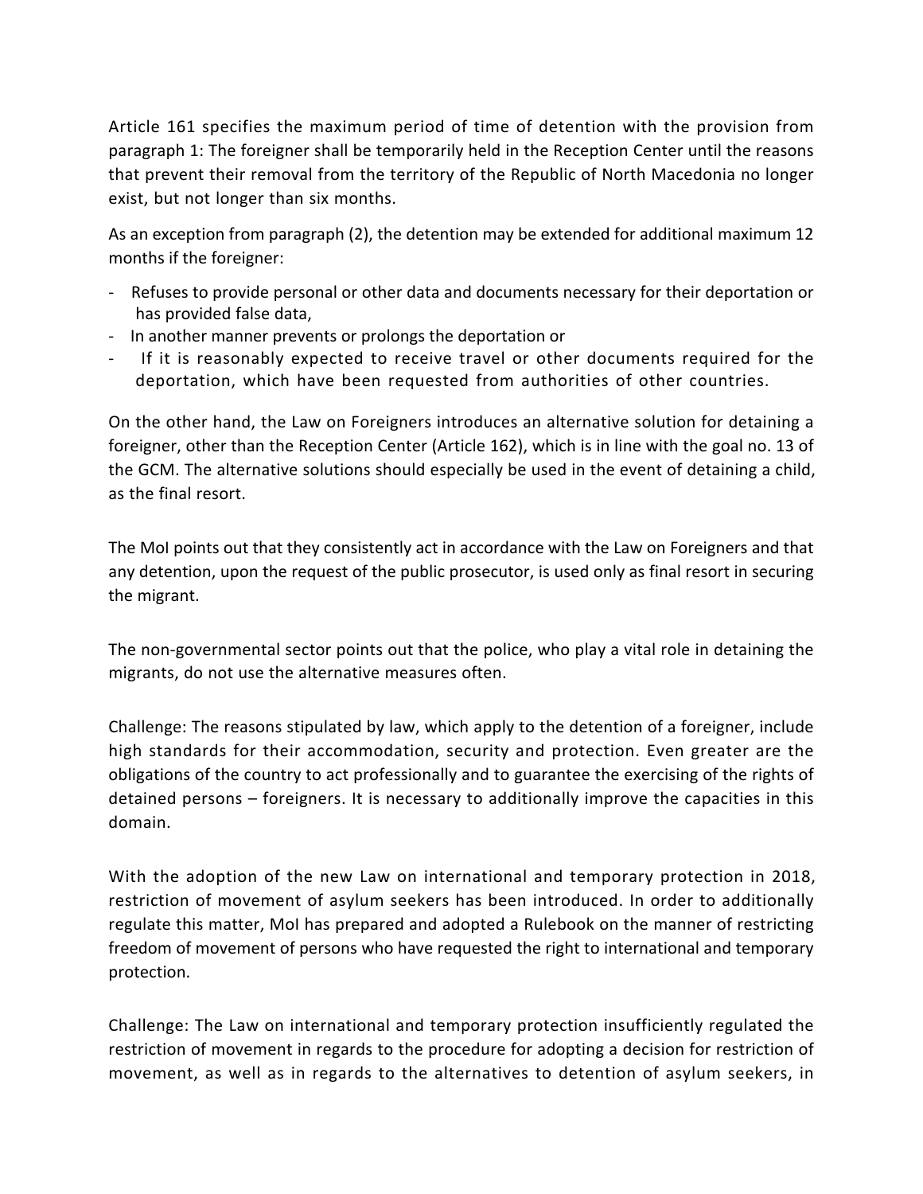Article 161 specifies the maximum period of time of detention with the provision from paragraph 1: The foreigner shall be temporarily held in the Reception Center until the reasons that prevent their removal from the territory of the Republic of North Macedonia no longer exist, but not longer than six months.

As an exception from paragraph (2), the detention may be extended for additional maximum 12 months if the foreigner:

- Refuses to provide personal or other data and documents necessary for their deportation or has provided false data,
- In another manner prevents or prolongs the deportation or
- If it is reasonably expected to receive travel or other documents required for the deportation, which have been requested from authorities of other countries.

On the other hand, the Law on Foreigners introduces an alternative solution for detaining a foreigner, other than the Reception Center (Article 162), which is in line with the goal no. 13 of the GCM. The alternative solutions should especially be used in the event of detaining a child, as the final resort.

The MoI points out that they consistently act in accordance with the Law on Foreigners and that any detention, upon the request of the public prosecutor, is used only as final resort in securing the migrant.

The non-governmental sector points out that the police, who play a vital role in detaining the migrants, do not use the alternative measures often.

Challenge: The reasons stipulated by law, which apply to the detention of a foreigner, include high standards for their accommodation, security and protection. Even greater are the obligations of the country to act professionally and to guarantee the exercising of the rights of detained persons – foreigners. It is necessary to additionally improve the capacities in this domain.

With the adoption of the new Law on international and temporary protection in 2018, restriction of movement of asylum seekers has been introduced. In order to additionally regulate this matter, MoI has prepared and adopted a Rulebook on the manner of restricting freedom of movement of persons who have requested the right to international and temporary protection.

Challenge: The Law on international and temporary protection insufficiently regulated the restriction of movement in regards to the procedure for adopting a decision for restriction of movement, as well as in regards to the alternatives to detention of asylum seekers, in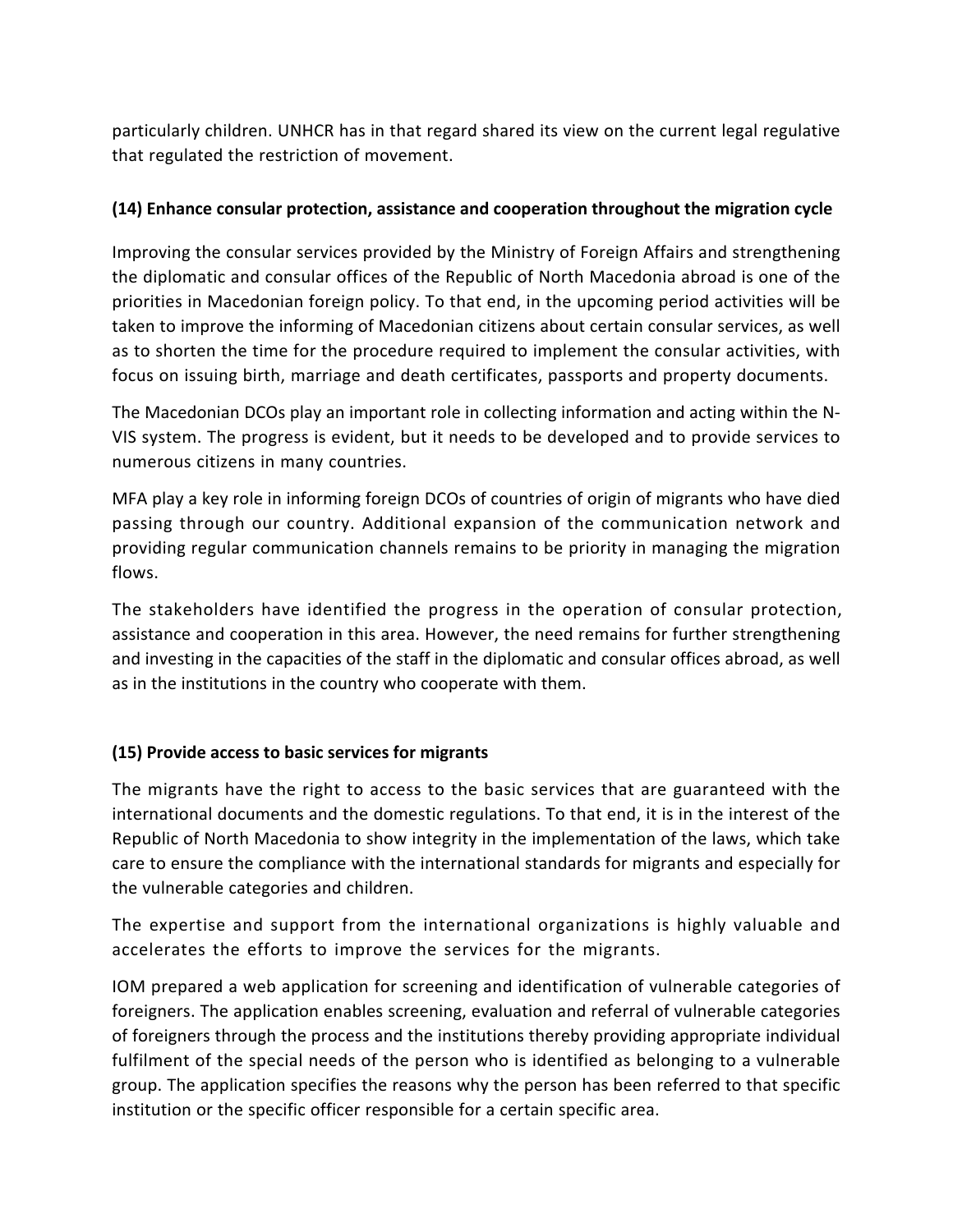particularly children. UNHCR has in that regard shared its view on the current legal regulative that regulated the restriction of movement.

**(14) Enhance consular protection, assistance and cooperation throughout the migration cycle**

Improving the consular services provided by the Ministry of Foreign Affairs and strengthening the diplomatic and consular offices of the Republic of North Macedonia abroad is one of the priorities in Macedonian foreign policy. To that end, in the upcoming period activities will be taken to improve the informing of Macedonian citizens about certain consular services, as well as to shorten the time for the procedure required to implement the consular activities, with focus on issuing birth, marriage and death certificates, passports and property documents.

The Macedonian DCOs play an important role in collecting information and acting within the N-VIS system. The progress is evident, but it needs to be developed and to provide services to numerous citizens in many countries.

MFA play a key role in informing foreign DCOs of countries of origin of migrants who have died passing through our country. Additional expansion of the communication network and providing regular communication channels remains to be priority in managing the migration flows.

The stakeholders have identified the progress in the operation of consular protection, assistance and cooperation in this area. However, the need remains for further strengthening and investing in the capacities of the staff in the diplomatic and consular offices abroad, as well as in the institutions in the country who cooperate with them.

**(15) Provide access to basic services for migrants**

The migrants have the right to access to the basic services that are guaranteed with the international documents and the domestic regulations. To that end, it is in the interest of the Republic of North Macedonia to show integrity in the implementation of the laws, which take care to ensure the compliance with the international standards for migrants and especially for the vulnerable categories and children.

The expertise and support from the international organizations is highly valuable and accelerates the efforts to improve the services for the migrants.

IOM prepared a web application for screening and identification of vulnerable categories of foreigners. The application enables screening, evaluation and referral of vulnerable categories of foreigners through the process and the institutions thereby providing appropriate individual fulfilment of the special needs of the person who is identified as belonging to a vulnerable group. The application specifies the reasons why the person has been referred to that specific institution or the specific officer responsible for a certain specific area.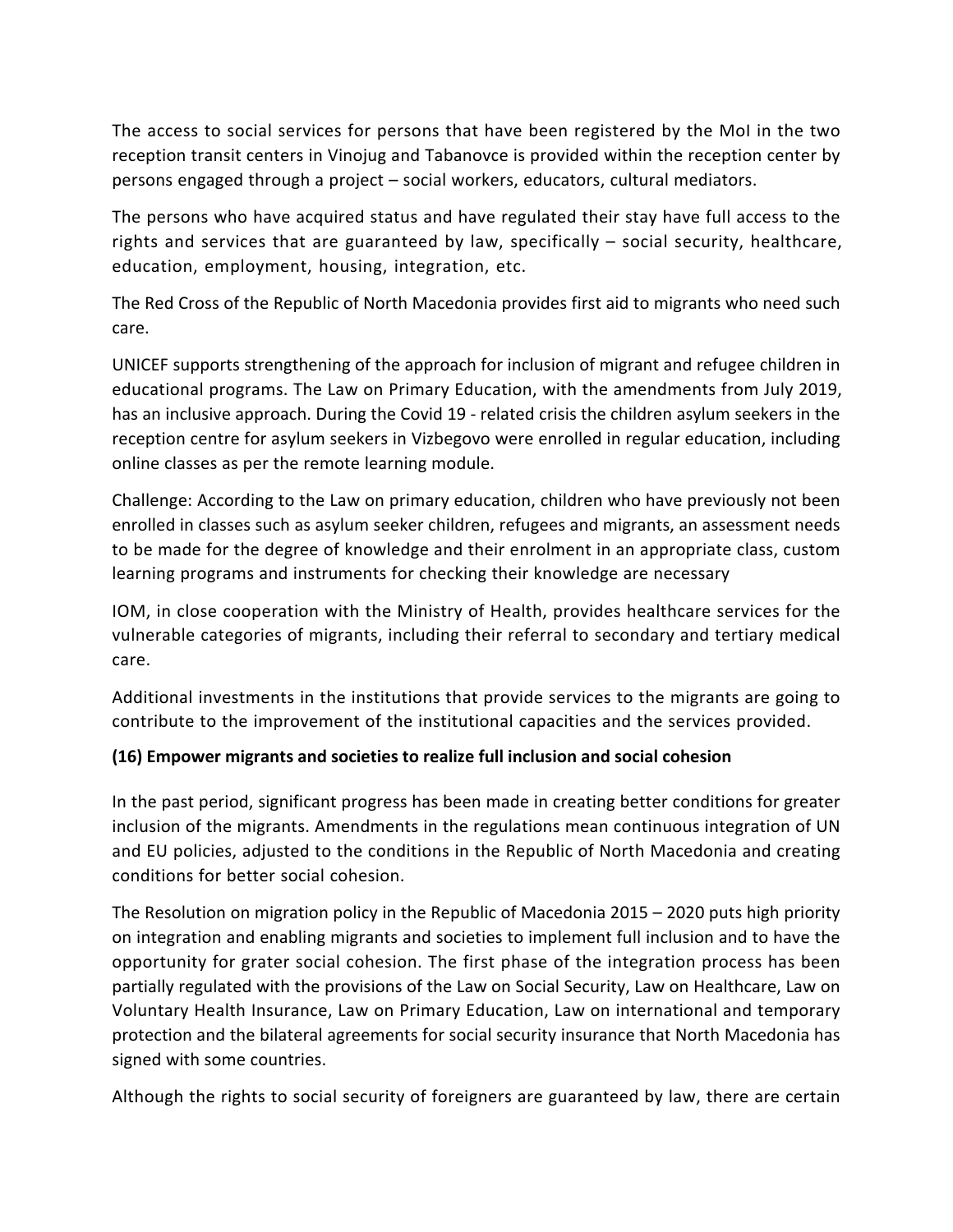The access to social services for persons that have been registered by the MoI in the two reception transit centers in Vinojug and Tabanovce is provided within the reception center by persons engaged through a project – social workers, educators, cultural mediators.

The persons who have acquired status and have regulated their stay have full access to the rights and services that are guaranteed by law, specifically – social security, healthcare, education, employment, housing, integration, etc.

The Red Cross of the Republic of North Macedonia provides first aid to migrants who need such care.

UNICEF supports strengthening of the approach for inclusion of migrant and refugee children in educational programs. The Law on Primary Education, with the amendments from July 2019, has an inclusive approach. During the Covid 19 - related crisis the children asylum seekers in the reception centre for asylum seekers in Vizbegovo were enrolled in regular education, including online classes as per the remote learning module.

Challenge: According to the Law on primary education, children who have previously not been enrolled in classes such as asylum seeker children, refugees and migrants, an assessment needs to be made for the degree of knowledge and their enrolment in an appropriate class, custom learning programs and instruments for checking their knowledge are necessary

IOM, in close cooperation with the Ministry of Health, provides healthcare services for the vulnerable categories of migrants, including their referral to secondary and tertiary medical care.

Additional investments in the institutions that provide services to the migrants are going to contribute to the improvement of the institutional capacities and the services provided.

**(16) Empower migrants and societies to realize full inclusion and social cohesion**

In the past period, significant progress has been made in creating better conditions for greater inclusion of the migrants. Amendments in the regulations mean continuous integration of UN and EU policies, adjusted to the conditions in the Republic of North Macedonia and creating conditions for better social cohesion.

The Resolution on migration policy in the Republic of Macedonia 2015 – 2020 puts high priority on integration and enabling migrants and societies to implement full inclusion and to have the opportunity for grater social cohesion. The first phase of the integration process has been partially regulated with the provisions of the Law on Social Security, Law on Healthcare, Law on Voluntary Health Insurance, Law on Primary Education, Law on international and temporary protection and the bilateral agreements for social security insurance that North Macedonia has signed with some countries.

Although the rights to social security of foreigners are guaranteed by law, there are certain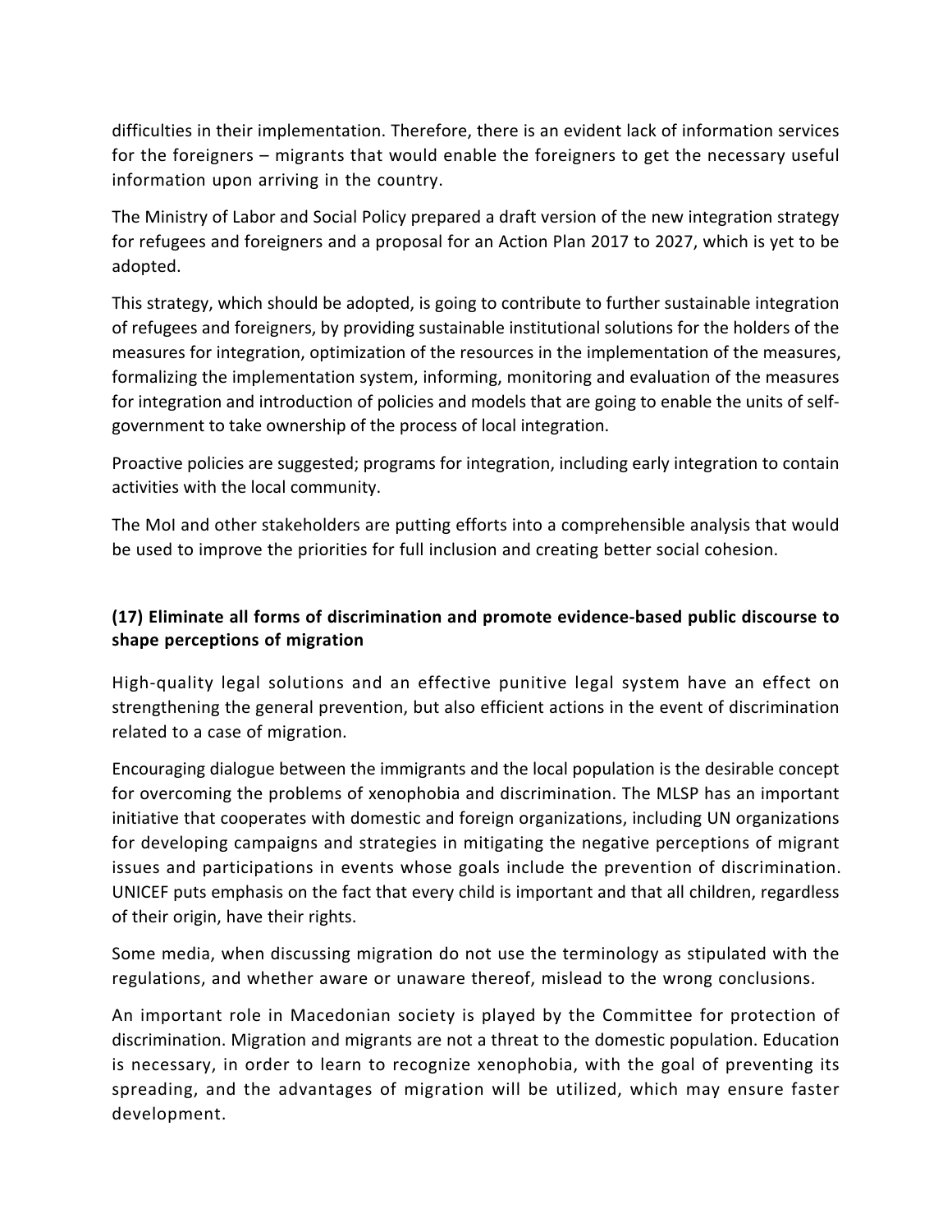difficulties in their implementation. Therefore, there is an evident lack of information services for the foreigners – migrants that would enable the foreigners to get the necessary useful information upon arriving in the country.

The Ministry of Labor and Social Policy prepared a draft version of the new integration strategy for refugees and foreigners and a proposal for an Action Plan 2017 to 2027, which is yet to be adopted.

This strategy, which should be adopted, is going to contribute to further sustainable integration of refugees and foreigners, by providing sustainable institutional solutions for the holders of the measures for integration, optimization of the resources in the implementation of the measures, formalizing the implementation system, informing, monitoring and evaluation of the measures for integration and introduction of policies and models that are going to enable the units of self-government to take ownership of the process of local integration.

Proactive policies are suggested; programs for integration, including early integration to contain activities with the local community.

The MoI and other stakeholders are putting efforts into a comprehensible analysis that would be used to improve the priorities for full inclusion and creating better social cohesion.

### (17) Eliminate all forms of discrimination and promote evidence-based public discourse to shape perceptions of migration

High-quality legal solutions and an effective punitive legal system have an effect on strengthening the general prevention, but also efficient actions in the event of discrimination related to a case of migration.

Encouraging dialogue between the immigrants and the local population is the desirable concept for overcoming the problems of xenophobia and discrimination. The MLSP has an important initiative that cooperates with domestic and foreign organizations, including UN organizations for developing campaigns and strategies in mitigating the negative perceptions of migrant issues and participations in events whose goals include the prevention of discrimination. UNICEF puts emphasis on the fact that every child is important and that all children, regardless of their origin, have their rights.

Some media, when discussing migration do not use the terminology as stipulated with the regulations, and whether aware or unaware thereof, mislead to the wrong conclusions.

An important role in Macedonian society is played by the Committee for protection of discrimination. Migration and migrants are not a threat to the domestic population. Education is necessary, in order to learn to recognize xenophobia, with the goal of preventing its spreading, and the advantages of migration will be utilized, which may ensure faster development.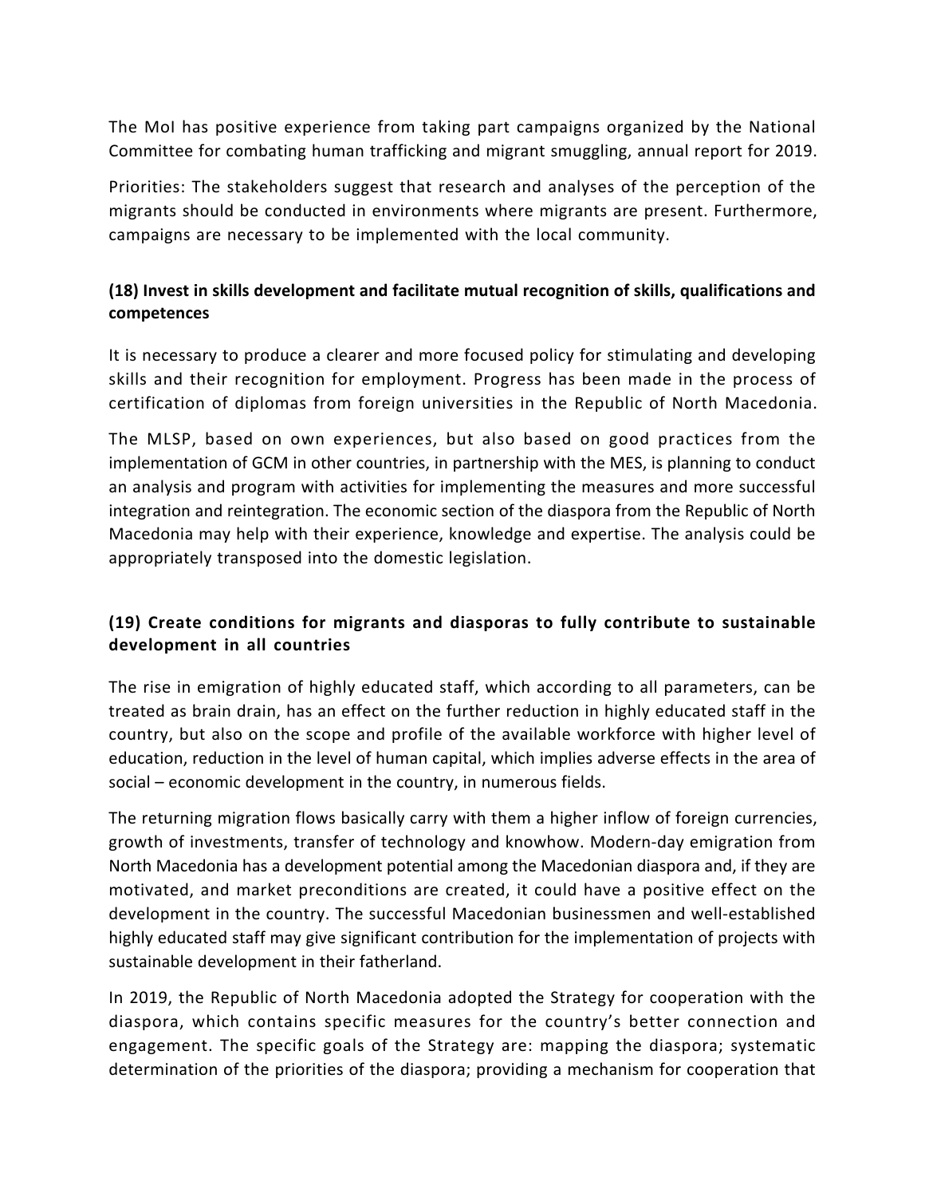The MoI has positive experience from taking part campaigns organized by the National Committee for combating human trafficking and migrant smuggling, annual report for 2019.

Priorities: The stakeholders suggest that research and analyses of the perception of the migrants should be conducted in environments where migrants are present. Furthermore, campaigns are necessary to be implemented with the local community.

### (18) Invest in skills development and facilitate mutual recognition of skills, qualifications and competences

It is necessary to produce a clearer and more focused policy for stimulating and developing skills and their recognition for employment. Progress has been made in the process of certification of diplomas from foreign universities in the Republic of North Macedonia.

The MLSP, based on own experiences, but also based on good practices from the implementation of GCM in other countries, in partnership with the MES, is planning to conduct an analysis and program with activities for implementing the measures and more successful integration and reintegration. The economic section of the diaspora from the Republic of North Macedonia may help with their experience, knowledge and expertise. The analysis could be appropriately transposed into the domestic legislation.

### (19) Create conditions for migrants and diasporas to fully contribute to sustainable development in all countries

The rise in emigration of highly educated staff, which according to all parameters, can be treated as brain drain, has an effect on the further reduction in highly educated staff in the country, but also on the scope and profile of the available workforce with higher level of education, reduction in the level of human capital, which implies adverse effects in the area of social – economic development in the country, in numerous fields.

The returning migration flows basically carry with them a higher inflow of foreign currencies, growth of investments, transfer of technology and knowhow. Modern-day emigration from North Macedonia has a development potential among the Macedonian diaspora and, if they are motivated, and market preconditions are created, it could have a positive effect on the development in the country. The successful Macedonian businessmen and well-established highly educated staff may give significant contribution for the implementation of projects with sustainable development in their fatherland.

In 2019, the Republic of North Macedonia adopted the Strategy for cooperation with the diaspora, which contains specific measures for the country's better connection and engagement. The specific goals of the Strategy are: mapping the diaspora; systematic determination of the priorities of the diaspora; providing a mechanism for cooperation that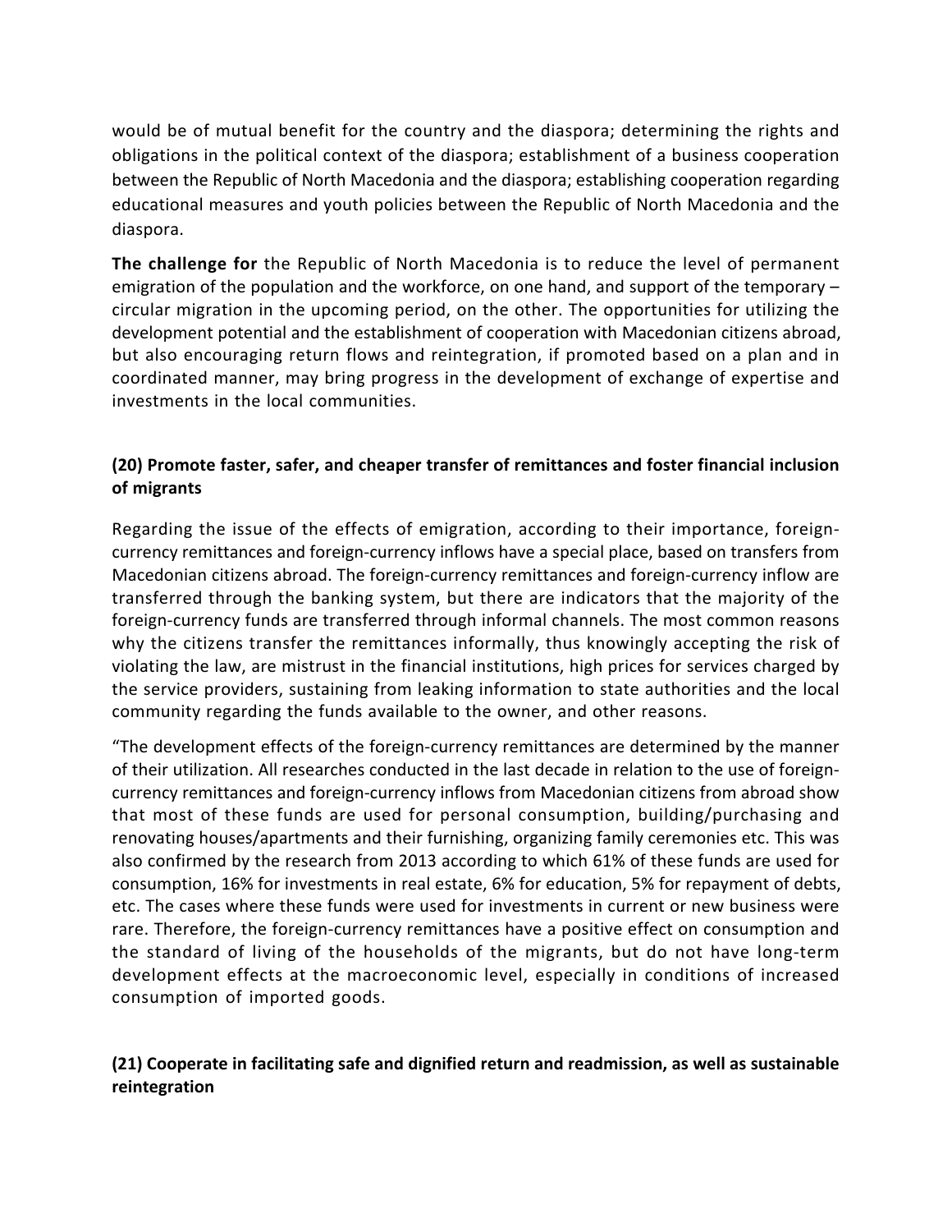would be of mutual benefit for the country and the diaspora; determining the rights and obligations in the political context of the diaspora; establishment of a business cooperation between the Republic of North Macedonia and the diaspora; establishing cooperation regarding educational measures and youth policies between the Republic of North Macedonia and the diaspora.

**The challenge for** the Republic of North Macedonia is to reduce the level of permanent emigration of the population and the workforce, on one hand, and support of the temporary – circular migration in the upcoming period, on the other. The opportunities for utilizing the development potential and the establishment of cooperation with Macedonian citizens abroad, but also encouraging return flows and reintegration, if promoted based on a plan and in coordinated manner, may bring progress in the development of exchange of expertise and investments in the local communities.

### (20) Promote faster, safer, and cheaper transfer of remittances and foster financial inclusion of migrants

Regarding the issue of the effects of emigration, according to their importance, foreign-currency remittances and foreign-currency inflows have a special place, based on transfers from Macedonian citizens abroad. The foreign-currency remittances and foreign-currency inflow are transferred through the banking system, but there are indicators that the majority of the foreign-currency funds are transferred through informal channels. The most common reasons why the citizens transfer the remittances informally, thus knowingly accepting the risk of violating the law, are mistrust in the financial institutions, high prices for services charged by the service providers, sustaining from leaking information to state authorities and the local community regarding the funds available to the owner, and other reasons.

"The development effects of the foreign-currency remittances are determined by the manner of their utilization. All researches conducted in the last decade in relation to the use of foreign-currency remittances and foreign-currency inflows from Macedonian citizens from abroad show that most of these funds are used for personal consumption, building/purchasing and renovating houses/apartments and their furnishing, organizing family ceremonies etc. This was also confirmed by the research from 2013 according to which 61% of these funds are used for consumption, 16% for investments in real estate, 6% for education, 5% for repayment of debts, etc. The cases where these funds were used for investments in current or new business were rare. Therefore, the foreign-currency remittances have a positive effect on consumption and the standard of living of the households of the migrants, but do not have long-term development effects at the macroeconomic level, especially in conditions of increased consumption of imported goods.

### (21) Cooperate in facilitating safe and dignified return and readmission, as well as sustainable reintegration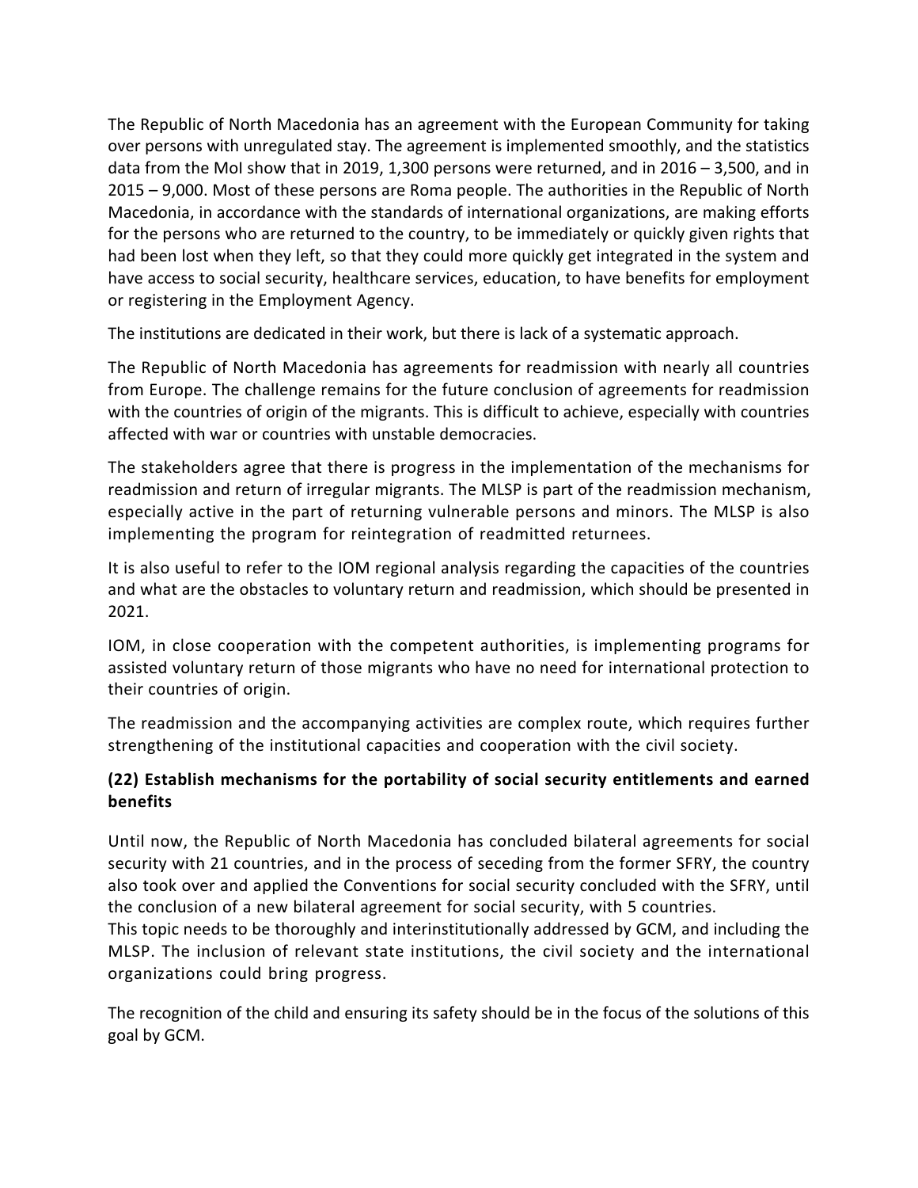The Republic of North Macedonia has an agreement with the European Community for taking over persons with unregulated stay. The agreement is implemented smoothly, and the statistics data from the MoI show that in 2019, 1,300 persons were returned, and in 2016 – 3,500, and in 2015 – 9,000. Most of these persons are Roma people. The authorities in the Republic of North Macedonia, in accordance with the standards of international organizations, are making efforts for the persons who are returned to the country, to be immediately or quickly given rights that had been lost when they left, so that they could more quickly get integrated in the system and have access to social security, healthcare services, education, to have benefits for employment or registering in the Employment Agency.

The institutions are dedicated in their work, but there is lack of a systematic approach.

The Republic of North Macedonia has agreements for readmission with nearly all countries from Europe. The challenge remains for the future conclusion of agreements for readmission with the countries of origin of the migrants. This is difficult to achieve, especially with countries affected with war or countries with unstable democracies.

The stakeholders agree that there is progress in the implementation of the mechanisms for readmission and return of irregular migrants. The MLSP is part of the readmission mechanism, especially active in the part of returning vulnerable persons and minors. The MLSP is also implementing the program for reintegration of readmitted returnees.

It is also useful to refer to the IOM regional analysis regarding the capacities of the countries and what are the obstacles to voluntary return and readmission, which should be presented in 2021.

IOM, in close cooperation with the competent authorities, is implementing programs for assisted voluntary return of those migrants who have no need for international protection to their countries of origin.

The readmission and the accompanying activities are complex route, which requires further strengthening of the institutional capacities and cooperation with the civil society.

**(22) Establish mechanisms for the portability of social security entitlements and earned benefits**

Until now, the Republic of North Macedonia has concluded bilateral agreements for social security with 21 countries, and in the process of seceding from the former SFRY, the country also took over and applied the Conventions for social security concluded with the SFRY, until the conclusion of a new bilateral agreement for social security, with 5 countries.
This topic needs to be thoroughly and interinstitutionally addressed by GCM, and including the MLSP. The inclusion of relevant state institutions, the civil society and the international organizations could bring progress.

The recognition of the child and ensuring its safety should be in the focus of the solutions of this goal by GCM.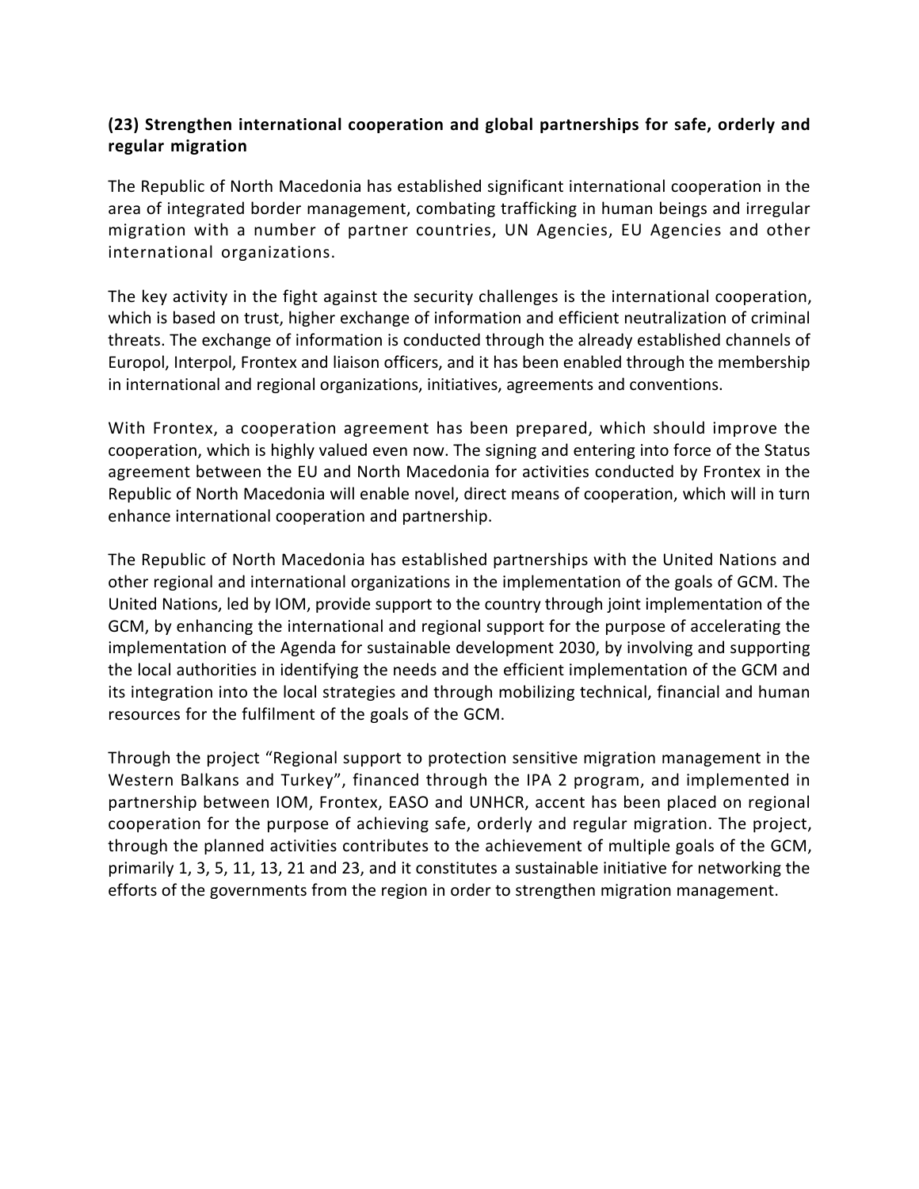### (23) Strengthen international cooperation and global partnerships for safe, orderly and regular migration

The Republic of North Macedonia has established significant international cooperation in the area of integrated border management, combating trafficking in human beings and irregular migration with a number of partner countries, UN Agencies, EU Agencies and other international organizations.

The key activity in the fight against the security challenges is the international cooperation, which is based on trust, higher exchange of information and efficient neutralization of criminal threats. The exchange of information is conducted through the already established channels of Europol, Interpol, Frontex and liaison officers, and it has been enabled through the membership in international and regional organizations, initiatives, agreements and conventions.

With Frontex, a cooperation agreement has been prepared, which should improve the cooperation, which is highly valued even now. The signing and entering into force of the Status agreement between the EU and North Macedonia for activities conducted by Frontex in the Republic of North Macedonia will enable novel, direct means of cooperation, which will in turn enhance international cooperation and partnership.

The Republic of North Macedonia has established partnerships with the United Nations and other regional and international organizations in the implementation of the goals of GCM. The United Nations, led by IOM, provide support to the country through joint implementation of the GCM, by enhancing the international and regional support for the purpose of accelerating the implementation of the Agenda for sustainable development 2030, by involving and supporting the local authorities in identifying the needs and the efficient implementation of the GCM and its integration into the local strategies and through mobilizing technical, financial and human resources for the fulfilment of the goals of the GCM.

Through the project "Regional support to protection sensitive migration management in the Western Balkans and Turkey", financed through the IPA 2 program, and implemented in partnership between IOM, Frontex, EASO and UNHCR, accent has been placed on regional cooperation for the purpose of achieving safe, orderly and regular migration. The project, through the planned activities contributes to the achievement of multiple goals of the GCM, primarily 1, 3, 5, 11, 13, 21 and 23, and it constitutes a sustainable initiative for networking the efforts of the governments from the region in order to strengthen migration management.